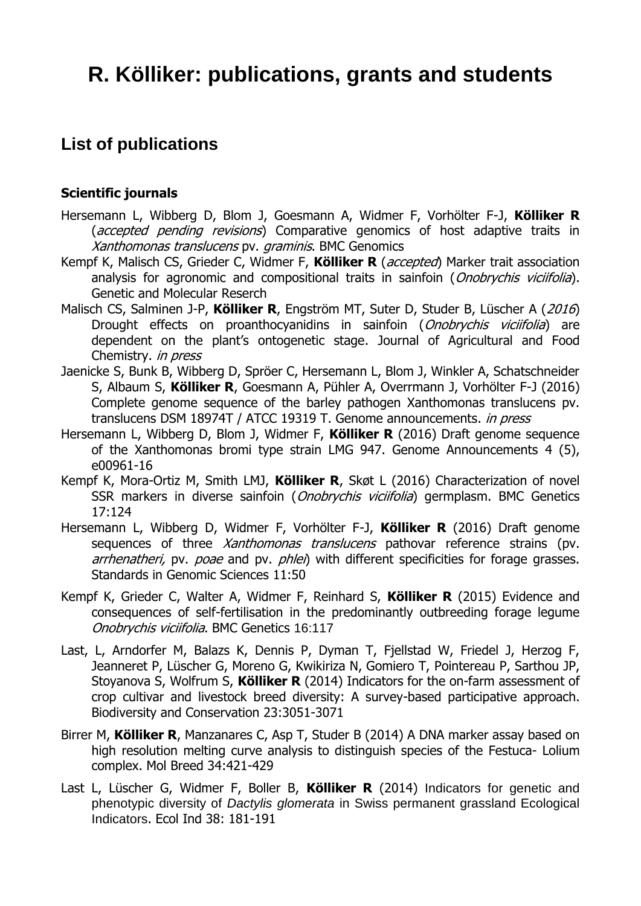# R. Kölliker: publications, grants and students

## List of publications

### Scientific journals

Hersemann L, Wibberg D, Blom J, Goesmann A, Widmer F, Vorhölter F-J, **Kölliker R** (*accepted pending revisions*) Comparative genomics of host adaptive traits in *Xanthomonas translucens* pv. *graminis*. BMC Genomics

Kempf K, Malisch CS, Grieder C, Widmer F, **Kölliker R** (*accepted*) Marker trait association analysis for agronomic and compositional traits in sainfoin (*Onobrychis viciifolia*). Genetic and Molecular Reserch

Malisch CS, Salminen J-P, **Kölliker R**, Engström MT, Suter D, Studer B, Lüscher A (*2016*) Drought effects on proanthocyanidins in sainfoin (*Onobrychis viciifolia*) are dependent on the plant's ontogenetic stage. Journal of Agricultural and Food Chemistry. *in press*

Jaenicke S, Bunk B, Wibberg D, Spröer C, Hersemann L, Blom J, Winkler A, Schatschneider S, Albaum S, **Kölliker R**, Goesmann A, Pühler A, Overrmann J, Vorhölter F-J (2016) Complete genome sequence of the barley pathogen Xanthomonas translucens pv. translucens DSM 18974T / ATCC 19319 T. Genome announcements. *in press*

Hersemann L, Wibberg D, Blom J, Widmer F, **Kölliker R** (2016) Draft genome sequence of the Xanthomonas bromi type strain LMG 947. Genome Announcements 4 (5), e00961-16

Kempf K, Mora-Ortiz M, Smith LMJ, **Kölliker R**, Skøt L (2016) Characterization of novel SSR markers in diverse sainfoin (*Onobrychis viciifolia*) germplasm. BMC Genetics 17:124

Hersemann L, Wibberg D, Widmer F, Vorhölter F-J, **Kölliker R** (2016) Draft genome sequences of three *Xanthomonas translucens* pathovar reference strains (pv. *arrhenatheri,* pv. *poae* and pv. *phlei*) with different specificities for forage grasses. Standards in Genomic Sciences 11:50

Kempf K, Grieder C, Walter A, Widmer F, Reinhard S, **Kölliker R** (2015) Evidence and consequences of self-fertilisation in the predominantly outbreeding forage legume *Onobrychis viciifolia*. BMC Genetics 16:117

Last, L, Arndorfer M, Balazs K, Dennis P, Dyman T, Fjellstad W, Friedel J, Herzog F, Jeanneret P, Lüscher G, Moreno G, Kwikiriza N, Gomiero T, Pointereau P, Sarthou JP, Stoyanova S, Wolfrum S, **Kölliker R** (2014) Indicators for the on-farm assessment of crop cultivar and livestock breed diversity: A survey-based participative approach. Biodiversity and Conservation 23:3051-3071

Birrer M, **Kölliker R**, Manzanares C, Asp T, Studer B (2014) A DNA marker assay based on high resolution melting curve analysis to distinguish species of the Festuca- Lolium complex. Mol Breed 34:421-429

Last L, Lüscher G, Widmer F, Boller B, **Kölliker R** (2014) Indicators for genetic and phenotypic diversity of *Dactylis glomerata* in Swiss permanent grassland Ecological Indicators. Ecol Ind 38: 181-191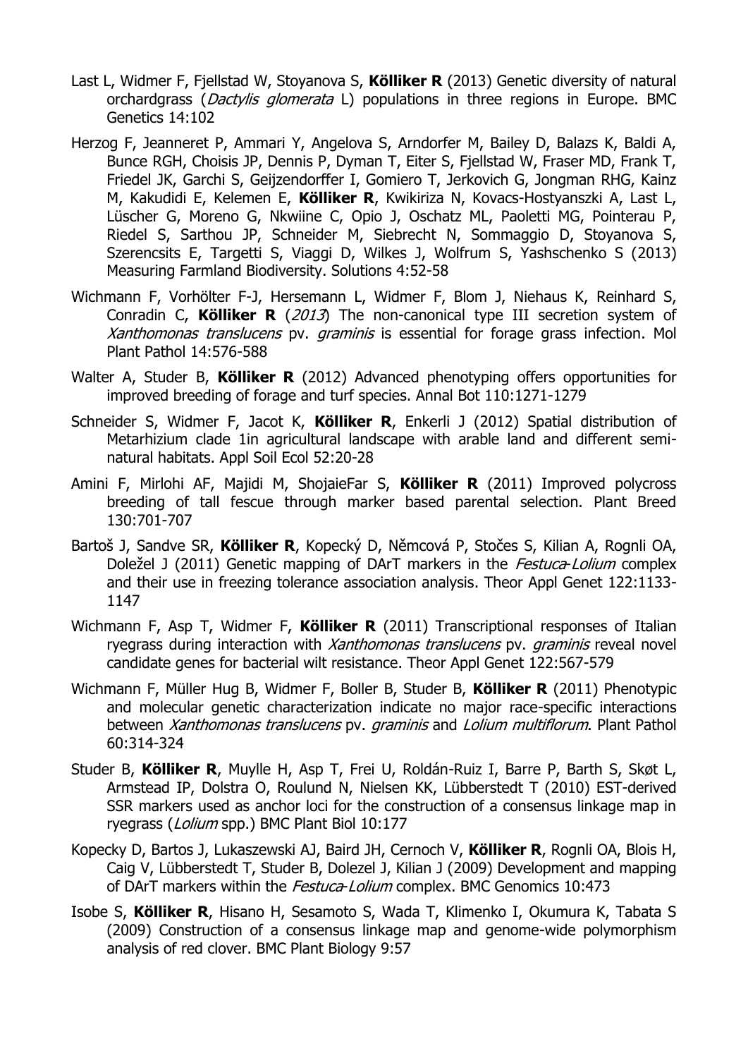Last L, Widmer F, Fjellstad W, Stoyanova S, **Kölliker R** (2013) Genetic diversity of natural orchardgrass (*Dactylis glomerata* L) populations in three regions in Europe. BMC Genetics 14:102

Herzog F, Jeanneret P, Ammari Y, Angelova S, Arndorfer M, Bailey D, Balazs K, Baldi A, Bunce RGH, Choisis JP, Dennis P, Dyman T, Eiter S, Fjellstad W, Fraser MD, Frank T, Friedel JK, Garchi S, Geijzendorffer I, Gomiero T, Jerkovich G, Jongman RHG, Kainz M, Kakudidi E, Kelemen E, **Kölliker R**, Kwikiriza N, Kovacs-Hostyanszki A, Last L, Lüscher G, Moreno G, Nkwiine C, Opio J, Oschatz ML, Paoletti MG, Pointerau P, Riedel S, Sarthou JP, Schneider M, Siebrecht N, Sommaggio D, Stoyanova S, Szerencsits E, Targetti S, Viaggi D, Wilkes J, Wolfrum S, Yashschenko S (2013) Measuring Farmland Biodiversity. Solutions 4:52-58

Wichmann F, Vorhölter F-J, Hersemann L, Widmer F, Blom J, Niehaus K, Reinhard S, Conradin C, **Kölliker R** (*2013*) The non-canonical type III secretion system of *Xanthomonas translucens* pv. *graminis* is essential for forage grass infection. Mol Plant Pathol 14:576-588

Walter A, Studer B, **Kölliker R** (2012) Advanced phenotyping offers opportunities for improved breeding of forage and turf species. Annal Bot 110:1271-1279

Schneider S, Widmer F, Jacot K, **Kölliker R**, Enkerli J (2012) Spatial distribution of Metarhizium clade 1in agricultural landscape with arable land and different semi-natural habitats. Appl Soil Ecol 52:20-28

Amini F, Mirlohi AF, Majidi M, ShojaieFar S, **Kölliker R** (2011) Improved polycross breeding of tall fescue through marker based parental selection. Plant Breed 130:701-707

Bartoš J, Sandve SR, **Kölliker R**, Kopecký D, Němcová P, Stočes S, Kilian A, Rognli OA, Doležel J (2011) Genetic mapping of DArT markers in the *Festuca-Lolium* complex and their use in freezing tolerance association analysis. Theor Appl Genet 122:1133-1147

Wichmann F, Asp T, Widmer F, **Kölliker R** (2011) Transcriptional responses of Italian ryegrass during interaction with *Xanthomonas translucens* pv. *graminis* reveal novel candidate genes for bacterial wilt resistance. Theor Appl Genet 122:567-579

Wichmann F, Müller Hug B, Widmer F, Boller B, Studer B, **Kölliker R** (2011) Phenotypic and molecular genetic characterization indicate no major race-specific interactions between *Xanthomonas translucens* pv. *graminis* and *Lolium multiflorum*. Plant Pathol 60:314-324

Studer B, **Kölliker R**, Muylle H, Asp T, Frei U, Roldán-Ruiz I, Barre P, Barth S, Skøt L, Armstead IP, Dolstra O, Roulund N, Nielsen KK, Lübberstedt T (2010) EST-derived SSR markers used as anchor loci for the construction of a consensus linkage map in ryegrass (*Lolium* spp.) BMC Plant Biol 10:177

Kopecky D, Bartos J, Lukaszewski AJ, Baird JH, Cernoch V, **Kölliker R**, Rognli OA, Blois H, Caig V, Lübberstedt T, Studer B, Dolezel J, Kilian J (2009) Development and mapping of DArT markers within the *Festuca-Lolium* complex. BMC Genomics 10:473

Isobe S, **Kölliker R**, Hisano H, Sesamoto S, Wada T, Klimenko I, Okumura K, Tabata S (2009) Construction of a consensus linkage map and genome-wide polymorphism analysis of red clover. BMC Plant Biology 9:57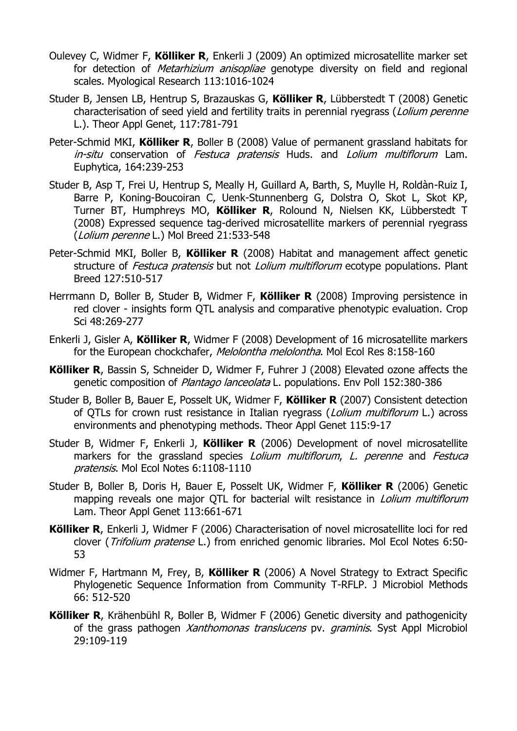Oulevey C, Widmer F, **Kölliker R**, Enkerli J (2009) An optimized microsatellite marker set for detection of *Metarhizium anisopliae* genotype diversity on field and regional scales. Myological Research 113:1016-1024

Studer B, Jensen LB, Hentrup S, Brazauskas G, **Kölliker R**, Lübberstedt T (2008) Genetic characterisation of seed yield and fertility traits in perennial ryegrass (*Lolium perenne* L.). Theor Appl Genet, 117:781-791

Peter-Schmid MKI, **Kölliker R**, Boller B (2008) Value of permanent grassland habitats for *in-situ* conservation of *Festuca pratensis* Huds. and *Lolium multiflorum* Lam. Euphytica, 164:239-253

Studer B, Asp T, Frei U, Hentrup S, Meally H, Guillard A, Barth, S, Muylle H, Roldàn-Ruiz I, Barre P, Koning-Boucoiran C, Uenk-Stunnenberg G, Dolstra O, Skot L, Skot KP, Turner BT, Humphreys MO, **Kölliker R**, Rolound N, Nielsen KK, Lübberstedt T (2008) Expressed sequence tag-derived microsatellite markers of perennial ryegrass (*Lolium perenne* L.) Mol Breed 21:533-548

Peter-Schmid MKI, Boller B, **Kölliker R** (2008) Habitat and management affect genetic structure of *Festuca pratensis* but not *Lolium multiflorum* ecotype populations. Plant Breed 127:510-517

Herrmann D, Boller B, Studer B, Widmer F, **Kölliker R** (2008) Improving persistence in red clover - insights form QTL analysis and comparative phenotypic evaluation. Crop Sci 48:269-277

Enkerli J, Gisler A, **Kölliker R**, Widmer F (2008) Development of 16 microsatellite markers for the European chockchafer, *Melolontha melolontha*. Mol Ecol Res 8:158-160

**Kölliker R**, Bassin S, Schneider D, Widmer F, Fuhrer J (2008) Elevated ozone affects the genetic composition of *Plantago lanceolata* L. populations. Env Poll 152:380-386

Studer B, Boller B, Bauer E, Posselt UK, Widmer F, **Kölliker R** (2007) Consistent detection of QTLs for crown rust resistance in Italian ryegrass (*Lolium multiflorum* L.) across environments and phenotyping methods. Theor Appl Genet 115:9-17

Studer B, Widmer F, Enkerli J, **Kölliker R** (2006) Development of novel microsatellite markers for the grassland species *Lolium multiflorum*, *L. perenne* and *Festuca pratensis*. Mol Ecol Notes 6:1108-1110

Studer B, Boller B, Doris H, Bauer E, Posselt UK, Widmer F, **Kölliker R** (2006) Genetic mapping reveals one major QTL for bacterial wilt resistance in *Lolium multiflorum* Lam. Theor Appl Genet 113:661-671

**Kölliker R**, Enkerli J, Widmer F (2006) Characterisation of novel microsatellite loci for red clover (*Trifolium pratense* L.) from enriched genomic libraries. Mol Ecol Notes 6:50-53

Widmer F, Hartmann M, Frey, B, **Kölliker R** (2006) A Novel Strategy to Extract Specific Phylogenetic Sequence Information from Community T-RFLP. J Microbiol Methods 66: 512-520

**Kölliker R**, Krähenbühl R, Boller B, Widmer F (2006) Genetic diversity and pathogenicity of the grass pathogen *Xanthomonas translucens* pv. *graminis*. Syst Appl Microbiol 29:109-119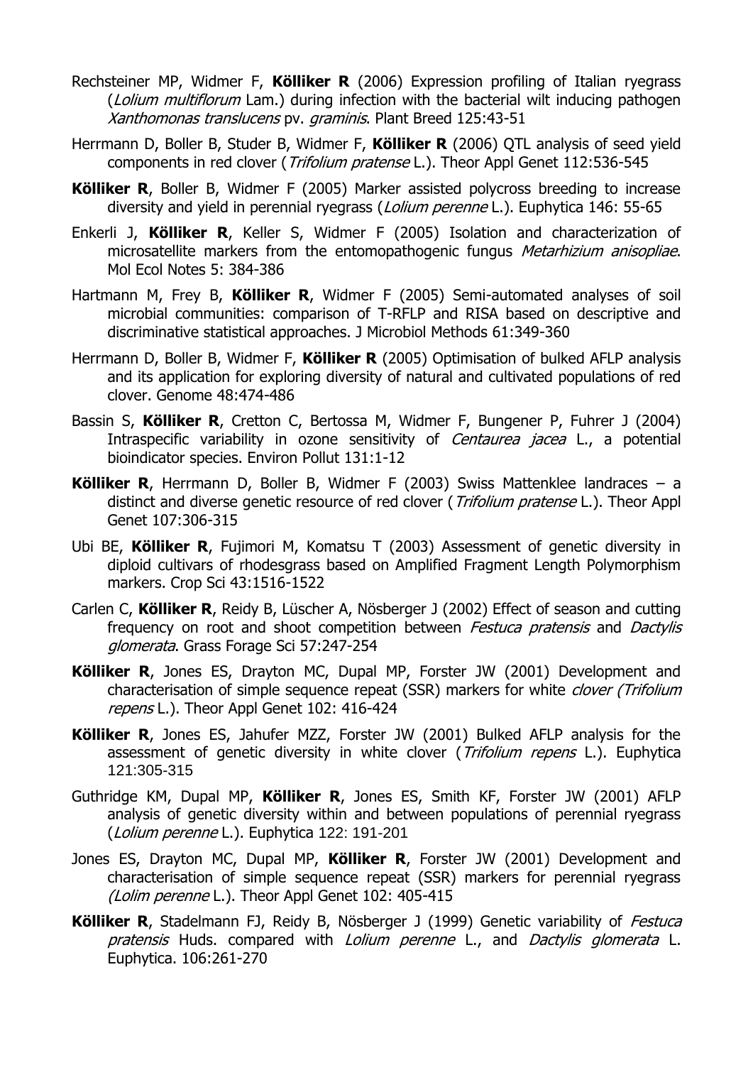Rechsteiner MP, Widmer F, **Kölliker R** (2006) Expression profiling of Italian ryegrass (*Lolium multiflorum* Lam.) during infection with the bacterial wilt inducing pathogen *Xanthomonas translucens* pv. *graminis*. Plant Breed 125:43-51

Herrmann D, Boller B, Studer B, Widmer F, **Kölliker R** (2006) QTL analysis of seed yield components in red clover (*Trifolium pratense* L.). Theor Appl Genet 112:536-545

**Kölliker R**, Boller B, Widmer F (2005) Marker assisted polycross breeding to increase diversity and yield in perennial ryegrass (*Lolium perenne* L.). Euphytica 146: 55-65

Enkerli J, **Kölliker R**, Keller S, Widmer F (2005) Isolation and characterization of microsatellite markers from the entomopathogenic fungus *Metarhizium anisopliae*. Mol Ecol Notes 5: 384-386

Hartmann M, Frey B, **Kölliker R**, Widmer F (2005) Semi-automated analyses of soil microbial communities: comparison of T-RFLP and RISA based on descriptive and discriminative statistical approaches. J Microbiol Methods 61:349-360

Herrmann D, Boller B, Widmer F, **Kölliker R** (2005) Optimisation of bulked AFLP analysis and its application for exploring diversity of natural and cultivated populations of red clover. Genome 48:474-486

Bassin S, **Kölliker R**, Cretton C, Bertossa M, Widmer F, Bungener P, Fuhrer J (2004) Intraspecific variability in ozone sensitivity of *Centaurea jacea* L., a potential bioindicator species. Environ Pollut 131:1-12

**Kölliker R**, Herrmann D, Boller B, Widmer F (2003) Swiss Mattenklee landraces – a distinct and diverse genetic resource of red clover (*Trifolium pratense* L.). Theor Appl Genet 107:306-315

Ubi BE, **Kölliker R**, Fujimori M, Komatsu T (2003) Assessment of genetic diversity in diploid cultivars of rhodesgrass based on Amplified Fragment Length Polymorphism markers. Crop Sci 43:1516-1522

Carlen C, **Kölliker R**, Reidy B, Lüscher A, Nösberger J (2002) Effect of season and cutting frequency on root and shoot competition between *Festuca pratensis* and *Dactylis glomerata*. Grass Forage Sci 57:247-254

**Kölliker R**, Jones ES, Drayton MC, Dupal MP, Forster JW (2001) Development and characterisation of simple sequence repeat (SSR) markers for white *clover (Trifolium repens* L.). Theor Appl Genet 102: 416-424

**Kölliker R**, Jones ES, Jahufer MZZ, Forster JW (2001) Bulked AFLP analysis for the assessment of genetic diversity in white clover (*Trifolium repens* L.). Euphytica 121:305-315

Guthridge KM, Dupal MP, **Kölliker R**, Jones ES, Smith KF, Forster JW (2001) AFLP analysis of genetic diversity within and between populations of perennial ryegrass (*Lolium perenne* L.). Euphytica 122: 191-201

Jones ES, Drayton MC, Dupal MP, **Kölliker R**, Forster JW (2001) Development and characterisation of simple sequence repeat (SSR) markers for perennial ryegrass *(Lolim perenne* L.). Theor Appl Genet 102: 405-415

**Kölliker R**, Stadelmann FJ, Reidy B, Nösberger J (1999) Genetic variability of *Festuca pratensis* Huds. compared with *Lolium perenne* L., and *Dactylis glomerata* L. Euphytica. 106:261-270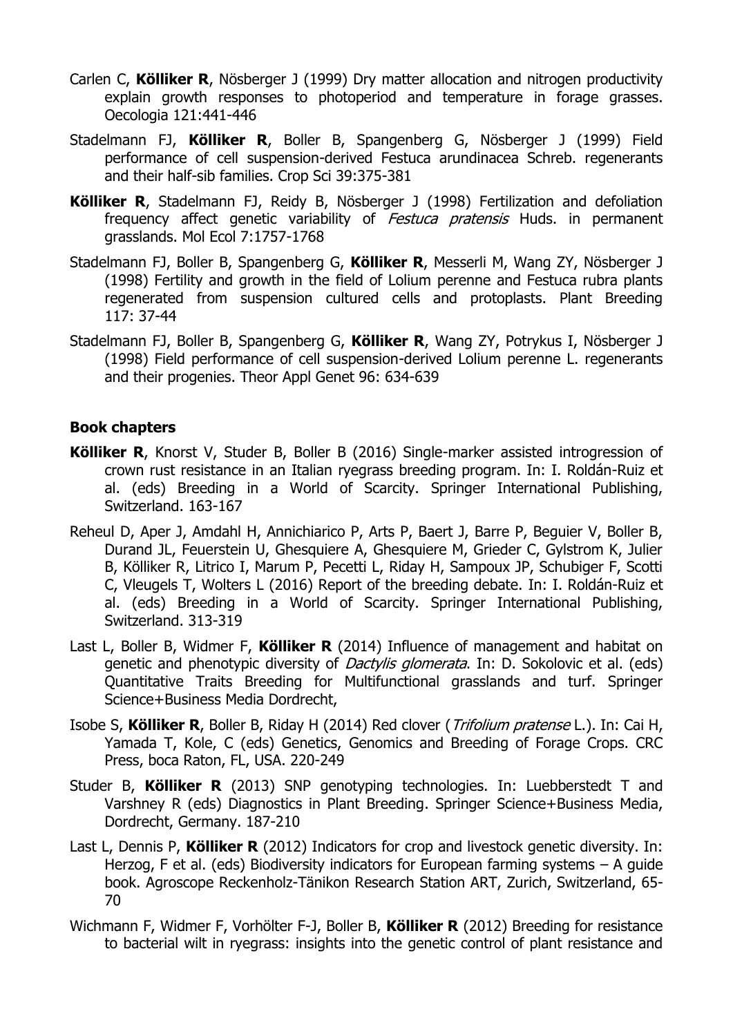Carlen C, **Kölliker R**, Nösberger J (1999) Dry matter allocation and nitrogen productivity explain growth responses to photoperiod and temperature in forage grasses. Oecologia 121:441-446

Stadelmann FJ, **Kölliker R**, Boller B, Spangenberg G, Nösberger J (1999) Field performance of cell suspension-derived Festuca arundinacea Schreb. regenerants and their half-sib families. Crop Sci 39:375-381

**Kölliker R**, Stadelmann FJ, Reidy B, Nösberger J (1998) Fertilization and defoliation frequency affect genetic variability of *Festuca pratensis* Huds. in permanent grasslands. Mol Ecol 7:1757-1768

Stadelmann FJ, Boller B, Spangenberg G, **Kölliker R**, Messerli M, Wang ZY, Nösberger J (1998) Fertility and growth in the field of Lolium perenne and Festuca rubra plants regenerated from suspension cultured cells and protoplasts. Plant Breeding 117: 37-44

Stadelmann FJ, Boller B, Spangenberg G, **Kölliker R**, Wang ZY, Potrykus I, Nösberger J (1998) Field performance of cell suspension-derived Lolium perenne L. regenerants and their progenies. Theor Appl Genet 96: 634-639

## Book chapters

**Kölliker R**, Knorst V, Studer B, Boller B (2016) Single-marker assisted introgression of crown rust resistance in an Italian ryegrass breeding program. In: I. Roldán-Ruiz et al. (eds) Breeding in a World of Scarcity. Springer International Publishing, Switzerland. 163-167

Reheul D, Aper J, Amdahl H, Annichiarico P, Arts P, Baert J, Barre P, Beguier V, Boller B, Durand JL, Feuerstein U, Ghesquiere A, Ghesquiere M, Grieder C, Gylstrom K, Julier B, Kölliker R, Litrico I, Marum P, Pecetti L, Riday H, Sampoux JP, Schubiger F, Scotti C, Vleugels T, Wolters L (2016) Report of the breeding debate. In: I. Roldán-Ruiz et al. (eds) Breeding in a World of Scarcity. Springer International Publishing, Switzerland. 313-319

Last L, Boller B, Widmer F, **Kölliker R** (2014) Influence of management and habitat on genetic and phenotypic diversity of *Dactylis glomerata*. In: D. Sokolovic et al. (eds) Quantitative Traits Breeding for Multifunctional grasslands and turf. Springer Science+Business Media Dordrecht,

Isobe S, **Kölliker R**, Boller B, Riday H (2014) Red clover (*Trifolium pratense* L.). In: Cai H, Yamada T, Kole, C (eds) Genetics, Genomics and Breeding of Forage Crops. CRC Press, boca Raton, FL, USA. 220-249

Studer B, **Kölliker R** (2013) SNP genotyping technologies. In: Luebberstedt T and Varshney R (eds) Diagnostics in Plant Breeding. Springer Science+Business Media, Dordrecht, Germany. 187-210

Last L, Dennis P, **Kölliker R** (2012) Indicators for crop and livestock genetic diversity. In: Herzog, F et al. (eds) Biodiversity indicators for European farming systems – A guide book. Agroscope Reckenholz-Tänikon Research Station ART, Zurich, Switzerland, 65-70

Wichmann F, Widmer F, Vorhölter F-J, Boller B, **Kölliker R** (2012) Breeding for resistance to bacterial wilt in ryegrass: insights into the genetic control of plant resistance and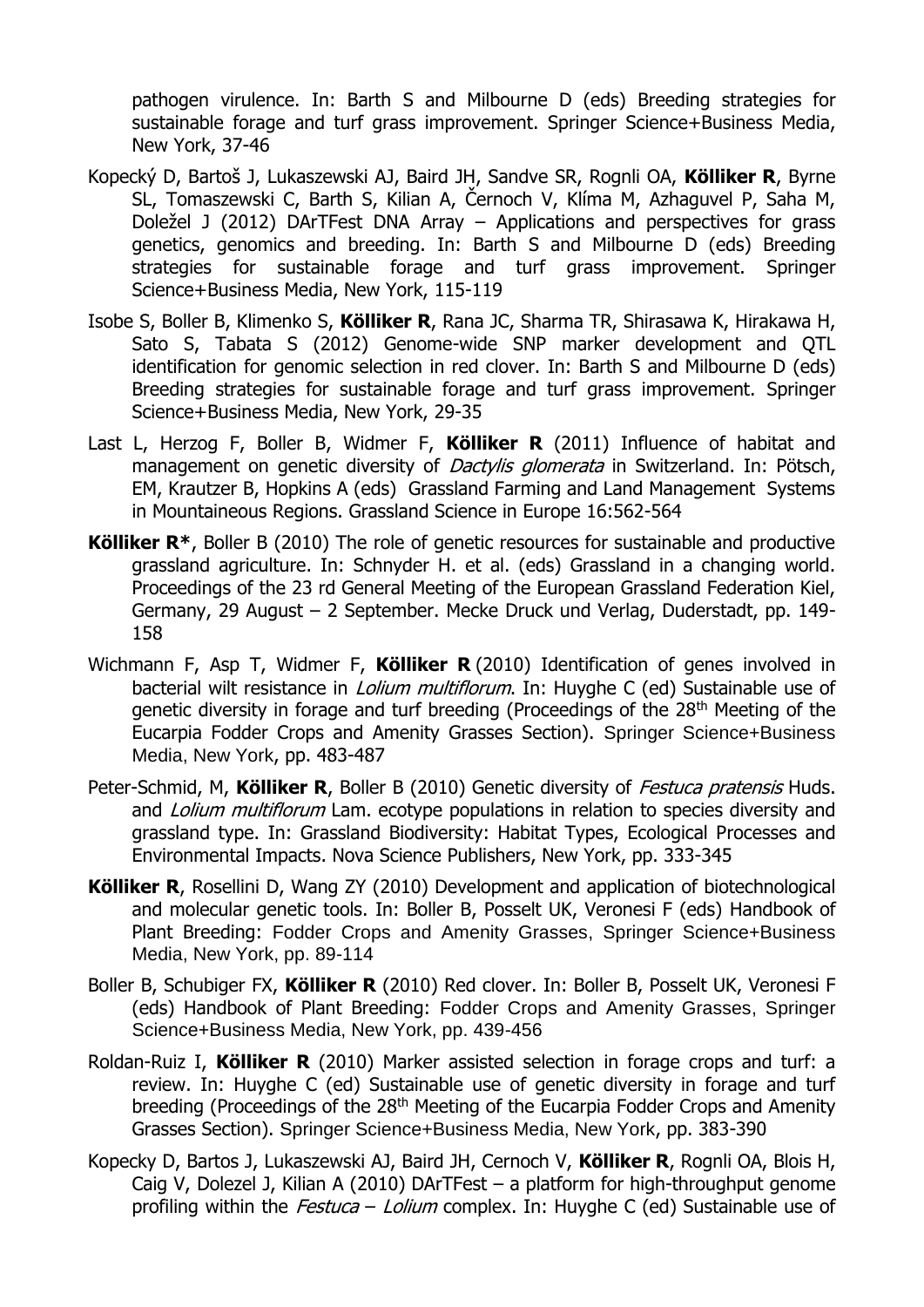pathogen virulence. In: Barth S and Milbourne D (eds) Breeding strategies for sustainable forage and turf grass improvement. Springer Science+Business Media, New York, 37-46

Kopecký D, Bartoš J, Lukaszewski AJ, Baird JH, Sandve SR, Rognli OA, **Kölliker R**, Byrne SL, Tomaszewski C, Barth S, Kilian A, Černoch V, Klíma M, Azhaguvel P, Saha M, Doležel J (2012) DArTFest DNA Array – Applications and perspectives for grass genetics, genomics and breeding. In: Barth S and Milbourne D (eds) Breeding strategies for sustainable forage and turf grass improvement. Springer Science+Business Media, New York, 115-119

Isobe S, Boller B, Klimenko S, **Kölliker R**, Rana JC, Sharma TR, Shirasawa K, Hirakawa H, Sato S, Tabata S (2012) Genome-wide SNP marker development and QTL identification for genomic selection in red clover. In: Barth S and Milbourne D (eds) Breeding strategies for sustainable forage and turf grass improvement. Springer Science+Business Media, New York, 29-35

Last L, Herzog F, Boller B, Widmer F, **Kölliker R** (2011) Influence of habitat and management on genetic diversity of *Dactylis glomerata* in Switzerland. In: Pötsch, EM, Krautzer B, Hopkins A (eds) Grassland Farming and Land Management Systems in Mountainous Regions. Grassland Science in Europe 16:562-564

**Kölliker R***, Boller B (2010) The role of genetic resources for sustainable and productive grassland agriculture. In: Schnyder H. et al. (eds) Grassland in a changing world. Proceedings of the 23 rd General Meeting of the European Grassland Federation Kiel, Germany, 29 August – 2 September. Mecke Druck und Verlag, Duderstadt, pp. 149-158

Wichmann F, Asp T, Widmer F, **Kölliker R** (2010) Identification of genes involved in bacterial wilt resistance in *Lolium multiflorum*. In: Huyghe C (ed) Sustainable use of genetic diversity in forage and turf breeding (Proceedings of the 28th Meeting of the Eucarpia Fodder Crops and Amenity Grasses Section). Springer Science+Business Media, New York, pp. 483-487

Peter-Schmid, M, **Kölliker R**, Boller B (2010) Genetic diversity of *Festuca pratensis* Huds. and *Lolium multiflorum* Lam. ecotype populations in relation to species diversity and grassland type. In: Grassland Biodiversity: Habitat Types, Ecological Processes and Environmental Impacts. Nova Science Publishers, New York, pp. 333-345

**Kölliker R**, Rosellini D, Wang ZY (2010) Development and application of biotechnological and molecular genetic tools. In: Boller B, Posselt UK, Veronesi F (eds) Handbook of Plant Breeding: Fodder Crops and Amenity Grasses, Springer Science+Business Media, New York, pp. 89-114

Boller B, Schubiger FX, **Kölliker R** (2010) Red clover. In: Boller B, Posselt UK, Veronesi F (eds) Handbook of Plant Breeding: Fodder Crops and Amenity Grasses, Springer Science+Business Media, New York, pp. 439-456

Roldan-Ruiz I, **Kölliker R** (2010) Marker assisted selection in forage crops and turf: a review. In: Huyghe C (ed) Sustainable use of genetic diversity in forage and turf breeding (Proceedings of the 28th Meeting of the Eucarpia Fodder Crops and Amenity Grasses Section). Springer Science+Business Media, New York, pp. 383-390

Kopecky D, Bartos J, Lukaszewski AJ, Baird JH, Cernoch V, **Kölliker R**, Rognli OA, Blois H, Caig V, Dolezel J, Kilian A (2010) DArTFest – a platform for high-throughput genome profiling within the *Festuca* – *Lolium* complex. In: Huyghe C (ed) Sustainable use of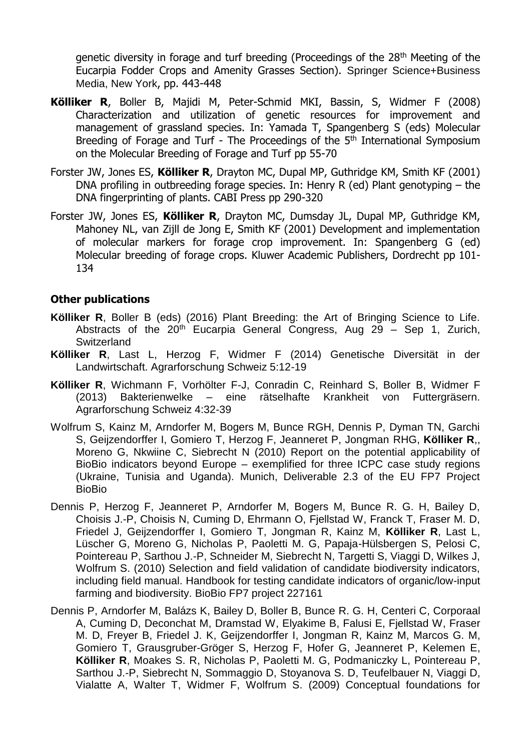genetic diversity in forage and turf breeding (Proceedings of the 28th Meeting of the Eucarpia Fodder Crops and Amenity Grasses Section). Springer Science+Business Media, New York, pp. 443-448

**Kölliker R**, Boller B, Majidi M, Peter-Schmid MKI, Bassin, S, Widmer F (2008) Characterization and utilization of genetic resources for improvement and management of grassland species. In: Yamada T, Spangenberg S (eds) Molecular Breeding of Forage and Turf - The Proceedings of the 5th International Symposium on the Molecular Breeding of Forage and Turf pp 55-70

Forster JW, Jones ES, **Kölliker R**, Drayton MC, Dupal MP, Guthridge KM, Smith KF (2001) DNA profiling in outbreeding forage species. In: Henry R (ed) Plant genotyping – the DNA fingerprinting of plants. CABI Press pp 290-320

Forster JW, Jones ES, **Kölliker R**, Drayton MC, Dumsday JL, Dupal MP, Guthridge KM, Mahoney NL, van Zijll de Jong E, Smith KF (2001) Development and implementation of molecular markers for forage crop improvement. In: Spangenberg G (ed) Molecular breeding of forage crops. Kluwer Academic Publishers, Dordrecht pp 101-134

### Other publications

**Kölliker R**, Boller B (eds) (2016) Plant Breeding: the Art of Bringing Science to Life. Abstracts of the 20th Eucarpia General Congress, Aug 29 – Sep 1, Zurich, Switzerland

**Kölliker R**, Last L, Herzog F, Widmer F (2014) Genetische Diversität in der Landwirtschaft. Agrarforschung Schweiz 5:12-19

**Kölliker R**, Wichmann F, Vorhölter F-J, Conradin C, Reinhard S, Boller B, Widmer F (2013) Bakterienwelke – eine rätselhafte Krankheit von Futtergräsern. Agrarforschung Schweiz 4:32-39

Wolfrum S, Kainz M, Arndorfer M, Bogers M, Bunce RGH, Dennis P, Dyman TN, Garchi S, Geijzendorffer I, Gomiero T, Herzog F, Jeanneret P, Jongman RHG, **Kölliker R**,, Moreno G, Nkwiine C, Siebrecht N (2010) Report on the potential applicability of BioBio indicators beyond Europe – exemplified for three ICPC case study regions (Ukraine, Tunisia and Uganda). Munich, Deliverable 2.3 of the EU FP7 Project BioBio

Dennis P, Herzog F, Jeanneret P, Arndorfer M, Bogers M, Bunce R. G. H, Bailey D, Choisis J.-P, Choisis N, Cuming D, Ehrmann O, Fjellstad W, Franck T, Fraser M. D, Friedel J, Geijzendorffer I, Gomiero T, Jongman R, Kainz M, **Kölliker R**, Last L, Lüscher G, Moreno G, Nicholas P, Paoletti M. G, Papaja-Hülsbergen S, Pelosi C, Pointereau P, Sarthou J.-P, Schneider M, Siebrecht N, Targetti S, Viaggi D, Wilkes J, Wolfrum S. (2010) Selection and field validation of candidate biodiversity indicators, including field manual. Handbook for testing candidate indicators of organic/low-input farming and biodiversity. BioBio FP7 project 227161

Dennis P, Arndorfer M, Balázs K, Bailey D, Boller B, Bunce R. G. H, Centeri C, Corporaal A, Cuming D, Deconchat M, Dramstad W, Elyakime B, Falusi E, Fjellstad W, Fraser M. D, Freyer B, Friedel J. K, Geijzendorffer I, Jongman R, Kainz M, Marcos G. M, Gomiero T, Grausgruber-Gröger S, Herzog F, Hofer G, Jeanneret P, Kelemen E, **Kölliker R**, Moakes S. R, Nicholas P, Paoletti M. G, Podmaniczky L, Pointereau P, Sarthou J.-P, Siebrecht N, Sommaggio D, Stoyanova S. D, Teufelbauer N, Viaggi D, Vialatte A, Walter T, Widmer F, Wolfrum S. (2009) Conceptual foundations for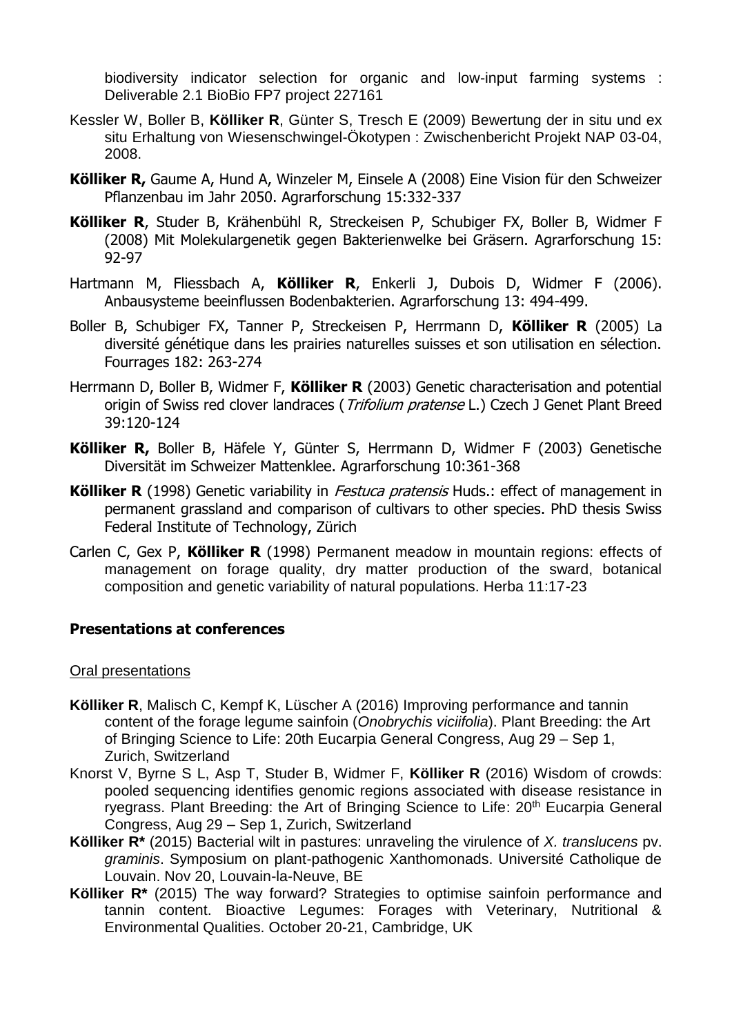biodiversity indicator selection for organic and low-input farming systems : Deliverable 2.1 BioBio FP7 project 227161

Kessler W, Boller B, **Kölliker R**, Günter S, Tresch E (2009) Bewertung der in situ und ex situ Erhaltung von Wiesenschwingel-Ökotypen : Zwischenbericht Projekt NAP 03-04, 2008.

**Kölliker R,** Gaume A, Hund A, Winzeler M, Einsele A (2008) Eine Vision für den Schweizer Pflanzenbau im Jahr 2050. Agrarforschung 15:332-337

**Kölliker R**, Studer B, Krähenbühl R, Streckeisen P, Schubiger FX, Boller B, Widmer F (2008) Mit Molekulargenetik gegen Bakterienwelke bei Gräsern. Agrarforschung 15: 92-97

Hartmann M, Fliessbach A, **Kölliker R**, Enkerli J, Dubois D, Widmer F (2006). Anbausysteme beeinflussen Bodenbakterien. Agrarforschung 13: 494-499.

Boller B, Schubiger FX, Tanner P, Streckeisen P, Herrmann D, **Kölliker R** (2005) La diversité génétique dans les prairies naturelles suisses et son utilisation en sélection. Fourrages 182: 263-274

Herrmann D, Boller B, Widmer F, **Kölliker R** (2003) Genetic characterisation and potential origin of Swiss red clover landraces (*Trifolium pratense* L.) Czech J Genet Plant Breed 39:120-124

**Kölliker R,** Boller B, Häfele Y, Günter S, Herrmann D, Widmer F (2003) Genetische Diversität im Schweizer Mattenklee. Agrarforschung 10:361-368

**Kölliker R** (1998) Genetic variability in *Festuca pratensis* Huds.: effect of management in permanent grassland and comparison of cultivars to other species. PhD thesis Swiss Federal Institute of Technology, Zürich

Carlen C, Gex P, **Kölliker R** (1998) Permanent meadow in mountain regions: effects of management on forage quality, dry matter production of the sward, botanical composition and genetic variability of natural populations. Herba 11:17-23

## Presentations at conferences

Oral presentations

**Kölliker R**, Malisch C, Kempf K, Lüscher A (2016) Improving performance and tannin content of the forage legume sainfoin (*Onobrychis viciifolia*). Plant Breeding: the Art of Bringing Science to Life: 20th Eucarpia General Congress, Aug 29 – Sep 1, Zurich, Switzerland

Knorst V, Byrne S L, Asp T, Studer B, Widmer F, **Kölliker R** (2016) Wisdom of crowds: pooled sequencing identifies genomic regions associated with disease resistance in ryegrass. Plant Breeding: the Art of Bringing Science to Life: 20th Eucarpia General Congress, Aug 29 – Sep 1, Zurich, Switzerland

**Kölliker R*** (2015) Bacterial wilt in pastures: unraveling the virulence of *X. translucens* pv. *graminis*. Symposium on plant-pathogenic Xanthomonads. Université Catholique de Louvain. Nov 20, Louvain-la-Neuve, BE

**Kölliker R*** (2015) The way forward? Strategies to optimise sainfoin performance and tannin content. Bioactive Legumes: Forages with Veterinary, Nutritional & Environmental Qualities. October 20-21, Cambridge, UK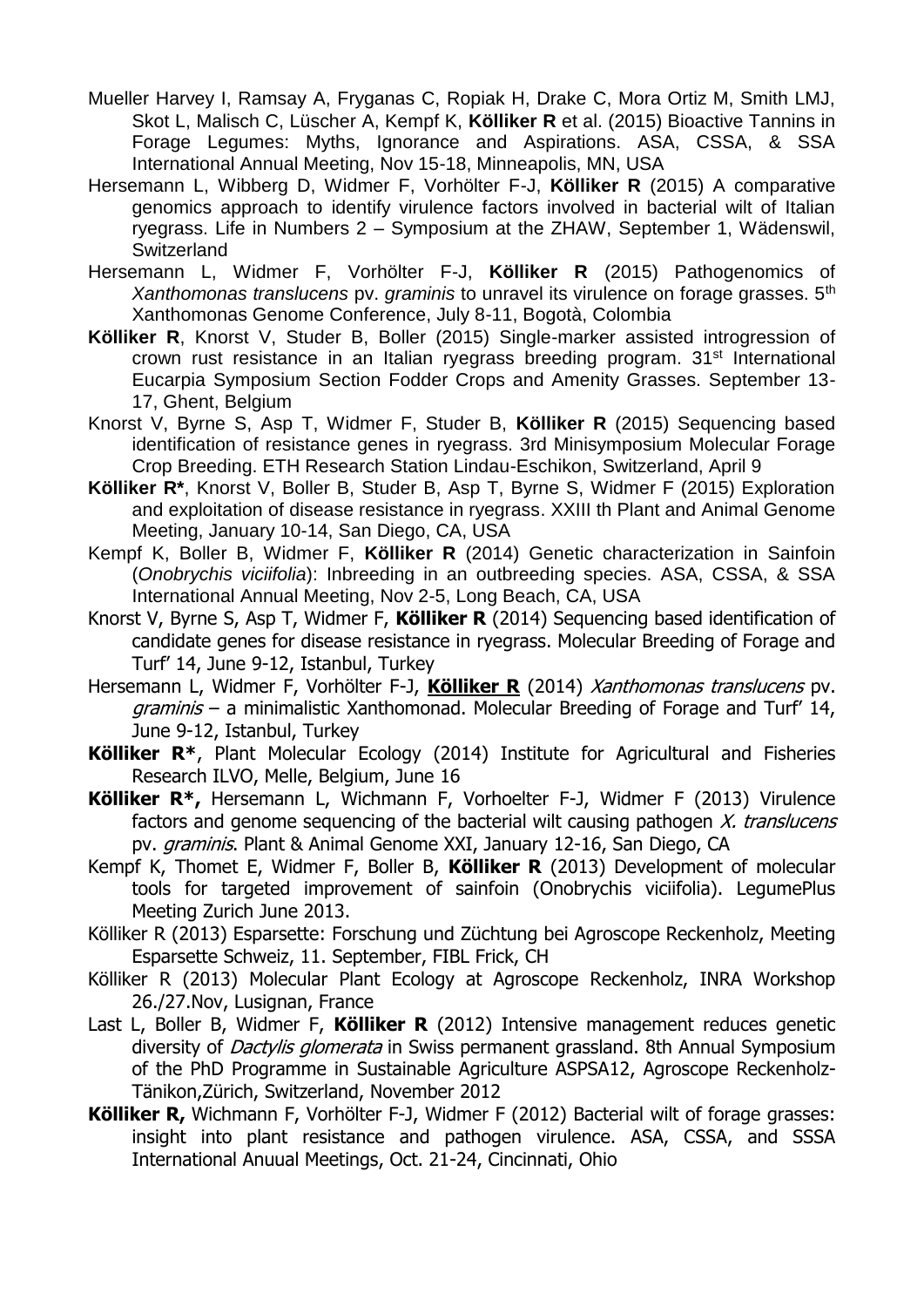- Mueller Harvey I, Ramsay A, Fryganas C, Ropiak H, Drake C, Mora Ortiz M, Smith LMJ, Skot L, Malisch C, Lüscher A, Kempf K, **Kölliker R** et al. (2015) Bioactive Tannins in Forage Legumes: Myths, Ignorance and Aspirations. ASA, CSSA, & SSA International Annual Meeting, Nov 15-18, Minneapolis, MN, USA
- Hersemann L, Wibberg D, Widmer F, Vorhölter F-J, **Kölliker R** (2015) A comparative genomics approach to identify virulence factors involved in bacterial wilt of Italian ryegrass. Life in Numbers 2 – Symposium at the ZHAW, September 1, Wädenswil, Switzerland
- Hersemann L, Widmer F, Vorhölter F-J, **Kölliker R** (2015) Pathogenomics of *Xanthomonas translucens* pv. *graminis* to unravel its virulence on forage grasses. 5th Xanthomonas Genome Conference, July 8-11, Bogotà, Colombia
- **Kölliker R**, Knorst V, Studer B, Boller (2015) Single-marker assisted introgression of crown rust resistance in an Italian ryegrass breeding program. 31st International Eucarpia Symposium Section Fodder Crops and Amenity Grasses. September 13-17, Ghent, Belgium
- Knorst V, Byrne S, Asp T, Widmer F, Studer B, **Kölliker R** (2015) Sequencing based identification of resistance genes in ryegrass. 3rd Minisymposium Molecular Forage Crop Breeding. ETH Research Station Lindau-Eschikon, Switzerland, April 9
- **Kölliker R***, Knorst V, Boller B, Studer B, Asp T, Byrne S, Widmer F (2015) Exploration and exploitation of disease resistance in ryegrass. XXIII th Plant and Animal Genome Meeting, January 10-14, San Diego, CA, USA
- Kempf K, Boller B, Widmer F, **Kölliker R** (2014) Genetic characterization in Sainfoin (*Onobrychis viciifolia*): Inbreeding in an outbreeding species. ASA, CSSA, & SSA International Annual Meeting, Nov 2-5, Long Beach, CA, USA
- Knorst V, Byrne S, Asp T, Widmer F, **Kölliker R** (2014) Sequencing based identification of candidate genes for disease resistance in ryegrass. Molecular Breeding of Forage and Turf' 14, June 9-12, Istanbul, Turkey
- Hersemann L, Widmer F, Vorhölter F-J, **Kölliker R** (2014) *Xanthomonas translucens* pv. *graminis* – a minimalistic Xanthomonad. Molecular Breeding of Forage and Turf' 14, June 9-12, Istanbul, Turkey
- **Kölliker R***, Plant Molecular Ecology (2014) Institute for Agricultural and Fisheries Research ILVO, Melle, Belgium, June 16
- **Kölliker R*,** Hersemann L, Wichmann F, Vorhoelter F-J, Widmer F (2013) Virulence factors and genome sequencing of the bacterial wilt causing pathogen *X. translucens* pv. *graminis*. Plant & Animal Genome XXI, January 12-16, San Diego, CA
- Kempf K, Thomet E, Widmer F, Boller B, **Kölliker R** (2013) Development of molecular tools for targeted improvement of sainfoin (Onobrychis viciifolia). LegumePlus Meeting Zurich June 2013.
- Kölliker R (2013) Esparsette: Forschung und Züchtung bei Agroscope Reckenholz, Meeting Esparsette Schweiz, 11. September, FIBL Frick, CH
- Kölliker R (2013) Molecular Plant Ecology at Agroscope Reckenholz, INRA Workshop 26./27.Nov, Lusignan, France
- Last L, Boller B, Widmer F, **Kölliker R** (2012) Intensive management reduces genetic diversity of *Dactylis glomerata* in Swiss permanent grassland. 8th Annual Symposium of the PhD Programme in Sustainable Agriculture ASPSA12, Agroscope Reckenholz-Tänikon,Zürich, Switzerland, November 2012
- **Kölliker R,** Wichmann F, Vorhölter F-J, Widmer F (2012) Bacterial wilt of forage grasses: insight into plant resistance and pathogen virulence. ASA, CSSA, and SSSA International Anuual Meetings, Oct. 21-24, Cincinnati, Ohio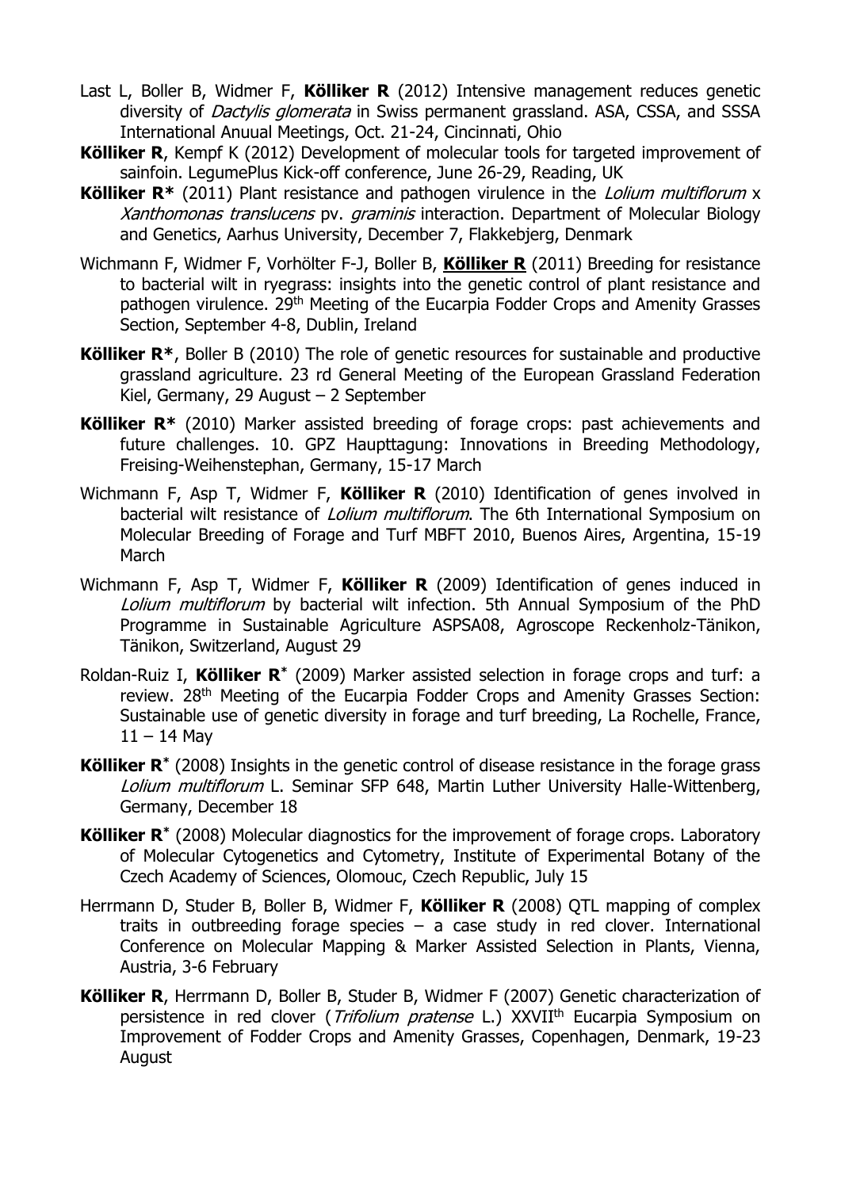Last L, Boller B, Widmer F, **Kölliker R** (2012) Intensive management reduces genetic diversity of *Dactylis glomerata* in Swiss permanent grassland. ASA, CSSA, and SSSA International Anuual Meetings, Oct. 21-24, Cincinnati, Ohio

**Kölliker R**, Kempf K (2012) Development of molecular tools for targeted improvement of sainfoin. LegumePlus Kick-off conference, June 26-29, Reading, UK

**Kölliker R*** (2011) Plant resistance and pathogen virulence in the *Lolium multiflorum* x *Xanthomonas translucens* pv. *graminis* interaction. Department of Molecular Biology and Genetics, Aarhus University, December 7, Flakkebjerg, Denmark

Wichmann F, Widmer F, Vorhölter F-J, Boller B, **Kölliker R** (2011) Breeding for resistance to bacterial wilt in ryegrass: insights into the genetic control of plant resistance and pathogen virulence. 29th Meeting of the Eucarpia Fodder Crops and Amenity Grasses Section, September 4-8, Dublin, Ireland

**Kölliker R***, Boller B (2010) The role of genetic resources for sustainable and productive grassland agriculture. 23 rd General Meeting of the European Grassland Federation Kiel, Germany, 29 August – 2 September

**Kölliker R*** (2010) Marker assisted breeding of forage crops: past achievements and future challenges. 10. GPZ Haupttagung: Innovations in Breeding Methodology, Freising-Weihenstephan, Germany, 15-17 March

Wichmann F, Asp T, Widmer F, **Kölliker R** (2010) Identification of genes involved in bacterial wilt resistance of *Lolium multiflorum*. The 6th International Symposium on Molecular Breeding of Forage and Turf MBFT 2010, Buenos Aires, Argentina, 15-19 March

Wichmann F, Asp T, Widmer F, **Kölliker R** (2009) Identification of genes induced in *Lolium multiflorum* by bacterial wilt infection. 5th Annual Symposium of the PhD Programme in Sustainable Agriculture ASPSA08, Agroscope Reckenholz-Tänikon, Tänikon, Switzerland, August 29

Roldan-Ruiz I, **Kölliker R*** (2009) Marker assisted selection in forage crops and turf: a review. 28th Meeting of the Eucarpia Fodder Crops and Amenity Grasses Section: Sustainable use of genetic diversity in forage and turf breeding, La Rochelle, France, 11 – 14 May

**Kölliker R*** (2008) Insights in the genetic control of disease resistance in the forage grass *Lolium multiflorum* L. Seminar SFP 648, Martin Luther University Halle-Wittenberg, Germany, December 18

**Kölliker R*** (2008) Molecular diagnostics for the improvement of forage crops. Laboratory of Molecular Cytogenetics and Cytometry, Institute of Experimental Botany of the Czech Academy of Sciences, Olomouc, Czech Republic, July 15

Herrmann D, Studer B, Boller B, Widmer F, **Kölliker R** (2008) QTL mapping of complex traits in outbreeding forage species – a case study in red clover. International Conference on Molecular Mapping & Marker Assisted Selection in Plants, Vienna, Austria, 3-6 February

**Kölliker R**, Herrmann D, Boller B, Studer B, Widmer F (2007) Genetic characterization of persistence in red clover (*Trifolium pratense* L.) XXVIIth Eucarpia Symposium on Improvement of Fodder Crops and Amenity Grasses, Copenhagen, Denmark, 19-23 August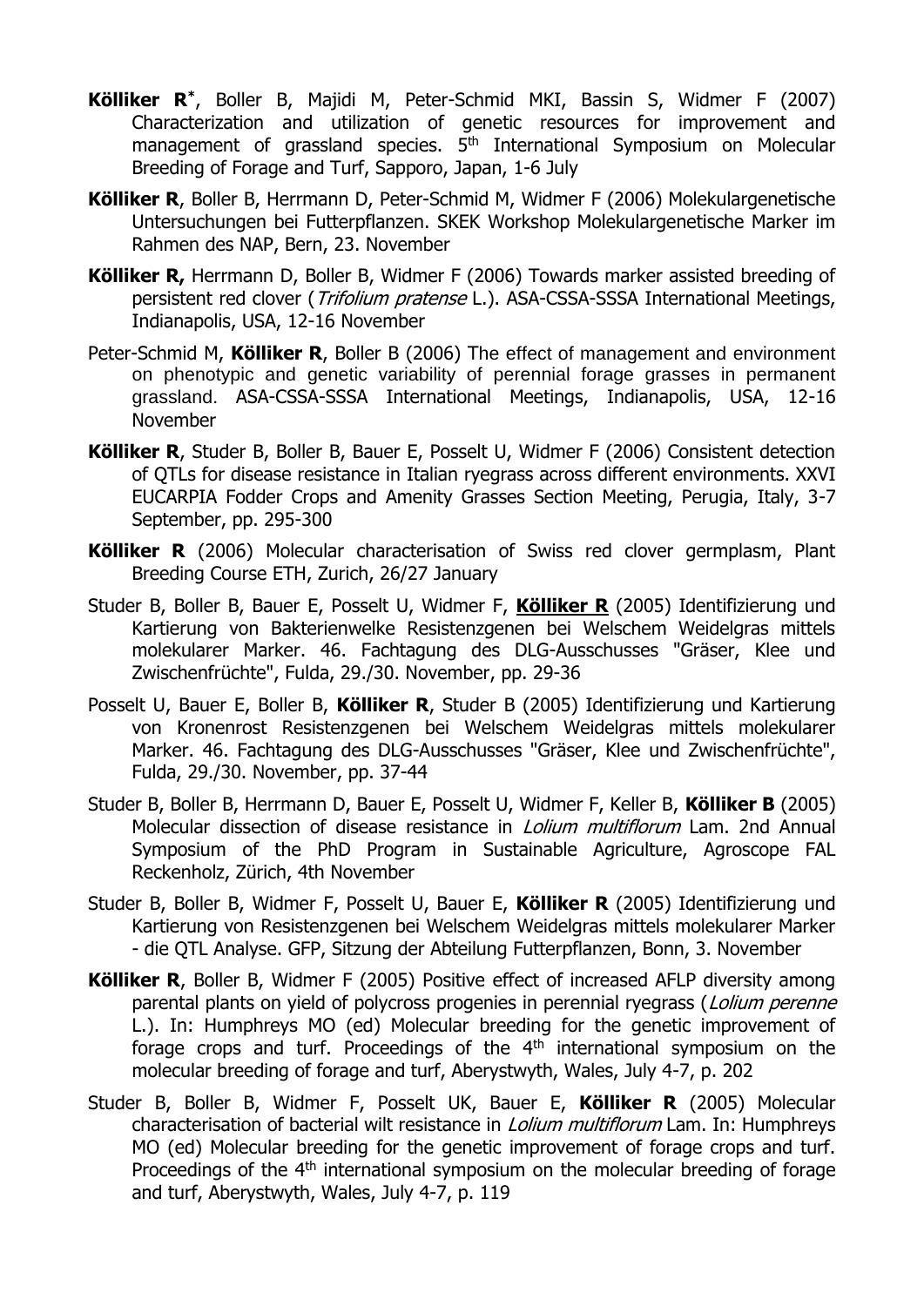**Kölliker R**[*], Boller B, Majidi M, Peter-Schmid MKI, Bassin S, Widmer F (2007) Characterization and utilization of genetic resources for improvement and management of grassland species. 5th International Symposium on Molecular Breeding of Forage and Turf, Sapporo, Japan, 1-6 July

**Kölliker R**, Boller B, Herrmann D, Peter-Schmid M, Widmer F (2006) Molekulargenetische Untersuchungen bei Futterpflanzen. SKEK Workshop Molekulargenetische Marker im Rahmen des NAP, Bern, 23. November

**Kölliker R,** Herrmann D, Boller B, Widmer F (2006) Towards marker assisted breeding of persistent red clover (*Trifolium pratense* L.). ASA-CSSA-SSSA International Meetings, Indianapolis, USA, 12-16 November

Peter-Schmid M, **Kölliker R**, Boller B (2006) The effect of management and environment on phenotypic and genetic variability of perennial forage grasses in permanent grassland. ASA-CSSA-SSSA International Meetings, Indianapolis, USA, 12-16 November

**Kölliker R**, Studer B, Boller B, Bauer E, Posselt U, Widmer F (2006) Consistent detection of QTLs for disease resistance in Italian ryegrass across different environments. XXVI EUCARPIA Fodder Crops and Amenity Grasses Section Meeting, Perugia, Italy, 3-7 September, pp. 295-300

**Kölliker R** (2006) Molecular characterisation of Swiss red clover germplasm, Plant Breeding Course ETH, Zurich, 26/27 January

Studer B, Boller B, Bauer E, Posselt U, Widmer F, **Kölliker R** (2005) Identifizierung und Kartierung von Bakterienwelke Resistenzgenen bei Welschem Weidelgras mittels molekularer Marker. 46. Fachtagung des DLG-Ausschusses "Gräser, Klee und Zwischenfrüchte", Fulda, 29./30. November, pp. 29-36

Posselt U, Bauer E, Boller B, **Kölliker R**, Studer B (2005) Identifizierung und Kartierung von Kronenrost Resistenzgenen bei Welschem Weidelgras mittels molekularer Marker. 46. Fachtagung des DLG-Ausschusses "Gräser, Klee und Zwischenfrüchte", Fulda, 29./30. November, pp. 37-44

Studer B, Boller B, Herrmann D, Bauer E, Posselt U, Widmer F, Keller B, **Kölliker B** (2005) Molecular dissection of disease resistance in *Lolium multiflorum* Lam. 2nd Annual Symposium of the PhD Program in Sustainable Agriculture, Agroscope FAL Reckenholz, Zürich, 4th November

Studer B, Boller B, Widmer F, Posselt U, Bauer E, **Kölliker R** (2005) Identifizierung und Kartierung von Resistenzgenen bei Welschem Weidelgras mittels molekularer Marker - die QTL Analyse. GFP, Sitzung der Abteilung Futterpflanzen, Bonn, 3. November

**Kölliker R**, Boller B, Widmer F (2005) Positive effect of increased AFLP diversity among parental plants on yield of polycross progenies in perennial ryegrass (*Lolium perenne* L.). In: Humphreys MO (ed) Molecular breeding for the genetic improvement of forage crops and turf. Proceedings of the 4th international symposium on the molecular breeding of forage and turf, Aberystwyth, Wales, July 4-7, p. 202

Studer B, Boller B, Widmer F, Posselt UK, Bauer E, **Kölliker R** (2005) Molecular characterisation of bacterial wilt resistance in *Lolium multiflorum* Lam. In: Humphreys MO (ed) Molecular breeding for the genetic improvement of forage crops and turf. Proceedings of the 4th international symposium on the molecular breeding of forage and turf, Aberystwyth, Wales, July 4-7, p. 119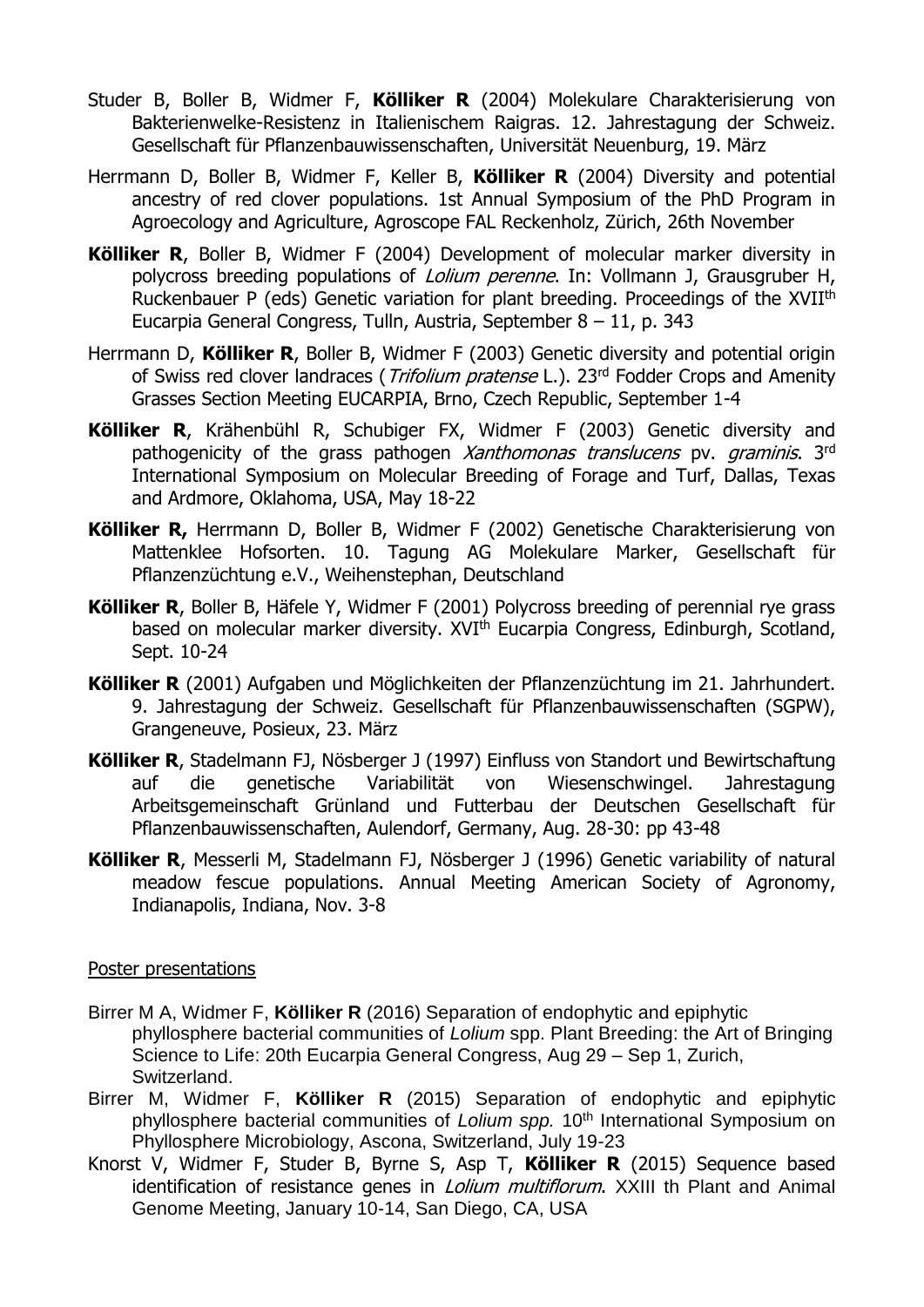Studer B, Boller B, Widmer F, **Kölliker R** (2004) Molekulare Charakterisierung von Bakterienwelke-Resistenz in Italienischem Raigras. 12. Jahrestagung der Schweiz. Gesellschaft für Pflanzenbauwissenschaften, Universität Neuenburg, 19. März

Herrmann D, Boller B, Widmer F, Keller B, **Kölliker R** (2004) Diversity and potential ancestry of red clover populations. 1st Annual Symposium of the PhD Program in Agroecology and Agriculture, Agroscope FAL Reckenholz, Zürich, 26th November

**Kölliker R**, Boller B, Widmer F (2004) Development of molecular marker diversity in polycross breeding populations of *Lolium perenne*. In: Vollmann J, Grausgruber H, Ruckenbauer P (eds) Genetic variation for plant breeding. Proceedings of the XVII^th^ Eucarpia General Congress, Tulln, Austria, September 8 – 11, p. 343

Herrmann D, **Kölliker R**, Boller B, Widmer F (2003) Genetic diversity and potential origin of Swiss red clover landraces (*Trifolium pratense* L.). 23^rd^ Fodder Crops and Amenity Grasses Section Meeting EUCARPIA, Brno, Czech Republic, September 1-4

**Kölliker R**, Krähenbühl R, Schubiger FX, Widmer F (2003) Genetic diversity and pathogenicity of the grass pathogen *Xanthomonas translucens* pv. *graminis*. 3^rd^ International Symposium on Molecular Breeding of Forage and Turf, Dallas, Texas and Ardmore, Oklahoma, USA, May 18-22

**Kölliker R,** Herrmann D, Boller B, Widmer F (2002) Genetische Charakterisierung von Mattenklee Hofsorten. 10. Tagung AG Molekulare Marker, Gesellschaft für Pflanzenzüchtung e.V., Weihenstephan, Deutschland

**Kölliker R**, Boller B, Häfele Y, Widmer F (2001) Polycross breeding of perennial rye grass based on molecular marker diversity. XVI^th^ Eucarpia Congress, Edinburgh, Scotland, Sept. 10-24

**Kölliker R** (2001) Aufgaben und Möglichkeiten der Pflanzenzüchtung im 21. Jahrhundert. 9. Jahrestagung der Schweiz. Gesellschaft für Pflanzenbauwissenschaften (SGPW), Grangeneuve, Posieux, 23. März

**Kölliker R**, Stadelmann FJ, Nösberger J (1997) Einfluss von Standort und Bewirtschaftung auf die genetische Variabilität von Wiesenschwingel. Jahrestagung Arbeitsgemeinschaft Grünland und Futterbau der Deutschen Gesellschaft für Pflanzenbauwissenschaften, Aulendorf, Germany, Aug. 28-30: pp 43-48

**Kölliker R**, Messerli M, Stadelmann FJ, Nösberger J (1996) Genetic variability of natural meadow fescue populations. Annual Meeting American Society of Agronomy, Indianapolis, Indiana, Nov. 3-8

Poster presentations

Birrer M A, Widmer F, **Kölliker R** (2016) Separation of endophytic and epiphytic phyllosphere bacterial communities of *Lolium* spp. Plant Breeding: the Art of Bringing Science to Life: 20th Eucarpia General Congress, Aug 29 – Sep 1, Zurich, Switzerland.

Birrer M, Widmer F, **Kölliker R** (2015) Separation of endophytic and epiphytic phyllosphere bacterial communities of *Lolium spp.* 10^th^ International Symposium on Phyllosphere Microbiology, Ascona, Switzerland, July 19-23

Knorst V, Widmer F, Studer B, Byrne S, Asp T, **Kölliker R** (2015) Sequence based identification of resistance genes in *Lolium multiflorum*. XXIII th Plant and Animal Genome Meeting, January 10-14, San Diego, CA, USA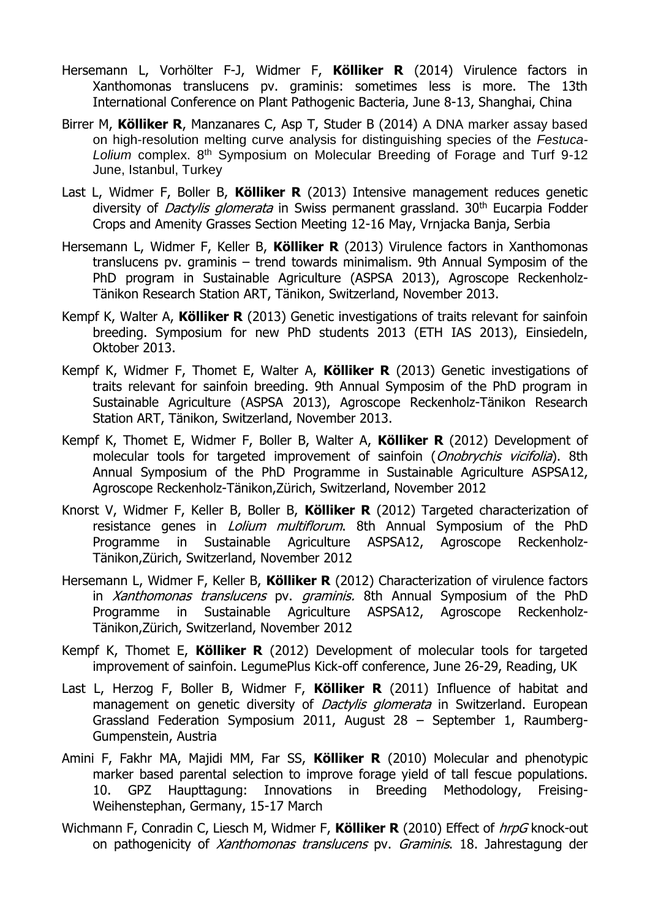Hersemann L, Vorhölter F-J, Widmer F, **Kölliker R** (2014) Virulence factors in Xanthomonas translucens pv. graminis: sometimes less is more. The 13th International Conference on Plant Pathogenic Bacteria, June 8-13, Shanghai, China

Birrer M, **Kölliker R**, Manzanares C, Asp T, Studer B (2014) A DNA marker assay based on high-resolution melting curve analysis for distinguishing species of the *Festuca-Lolium* complex. 8th Symposium on Molecular Breeding of Forage and Turf 9-12 June, Istanbul, Turkey

Last L, Widmer F, Boller B, **Kölliker R** (2013) Intensive management reduces genetic diversity of *Dactylis glomerata* in Swiss permanent grassland. 30th Eucarpia Fodder Crops and Amenity Grasses Section Meeting 12-16 May, Vrnjacka Banja, Serbia

Hersemann L, Widmer F, Keller B, **Kölliker R** (2013) Virulence factors in Xanthomonas translucens pv. graminis – trend towards minimalism. 9th Annual Symposim of the PhD program in Sustainable Agriculture (ASPSA 2013), Agroscope Reckenholz-Tänikon Research Station ART, Tänikon, Switzerland, November 2013.

Kempf K, Walter A, **Kölliker R** (2013) Genetic investigations of traits relevant for sainfoin breeding. Symposium for new PhD students 2013 (ETH IAS 2013), Einsiedeln, Oktober 2013.

Kempf K, Widmer F, Thomet E, Walter A, **Kölliker R** (2013) Genetic investigations of traits relevant for sainfoin breeding. 9th Annual Symposim of the PhD program in Sustainable Agriculture (ASPSA 2013), Agroscope Reckenholz-Tänikon Research Station ART, Tänikon, Switzerland, November 2013.

Kempf K, Thomet E, Widmer F, Boller B, Walter A, **Kölliker R** (2012) Development of molecular tools for targeted improvement of sainfoin (*Onobrychis vicifolia*). 8th Annual Symposium of the PhD Programme in Sustainable Agriculture ASPSA12, Agroscope Reckenholz-Tänikon,Zürich, Switzerland, November 2012

Knorst V, Widmer F, Keller B, Boller B, **Kölliker R** (2012) Targeted characterization of resistance genes in *Lolium multiflorum*. 8th Annual Symposium of the PhD Programme in Sustainable Agriculture ASPSA12, Agroscope Reckenholz-Tänikon,Zürich, Switzerland, November 2012

Hersemann L, Widmer F, Keller B, **Kölliker R** (2012) Characterization of virulence factors in *Xanthomonas translucens* pv. *graminis.* 8th Annual Symposium of the PhD Programme in Sustainable Agriculture ASPSA12, Agroscope Reckenholz-Tänikon,Zürich, Switzerland, November 2012

Kempf K, Thomet E, **Kölliker R** (2012) Development of molecular tools for targeted improvement of sainfoin. LegumePlus Kick-off conference, June 26-29, Reading, UK

Last L, Herzog F, Boller B, Widmer F, **Kölliker R** (2011) Influence of habitat and management on genetic diversity of *Dactylis glomerata* in Switzerland. European Grassland Federation Symposium 2011, August 28 – September 1, Raumberg-Gumpenstein, Austria

Amini F, Fakhr MA, Majidi MM, Far SS, **Kölliker R** (2010) Molecular and phenotypic marker based parental selection to improve forage yield of tall fescue populations. 10. GPZ Haupttagung: Innovations in Breeding Methodology, Freising-Weihenstephan, Germany, 15-17 March

Wichmann F, Conradin C, Liesch M, Widmer F, **Kölliker R** (2010) Effect of *hrpG* knock-out on pathogenicity of *Xanthomonas translucens* pv. *Graminis*. 18. Jahrestagung der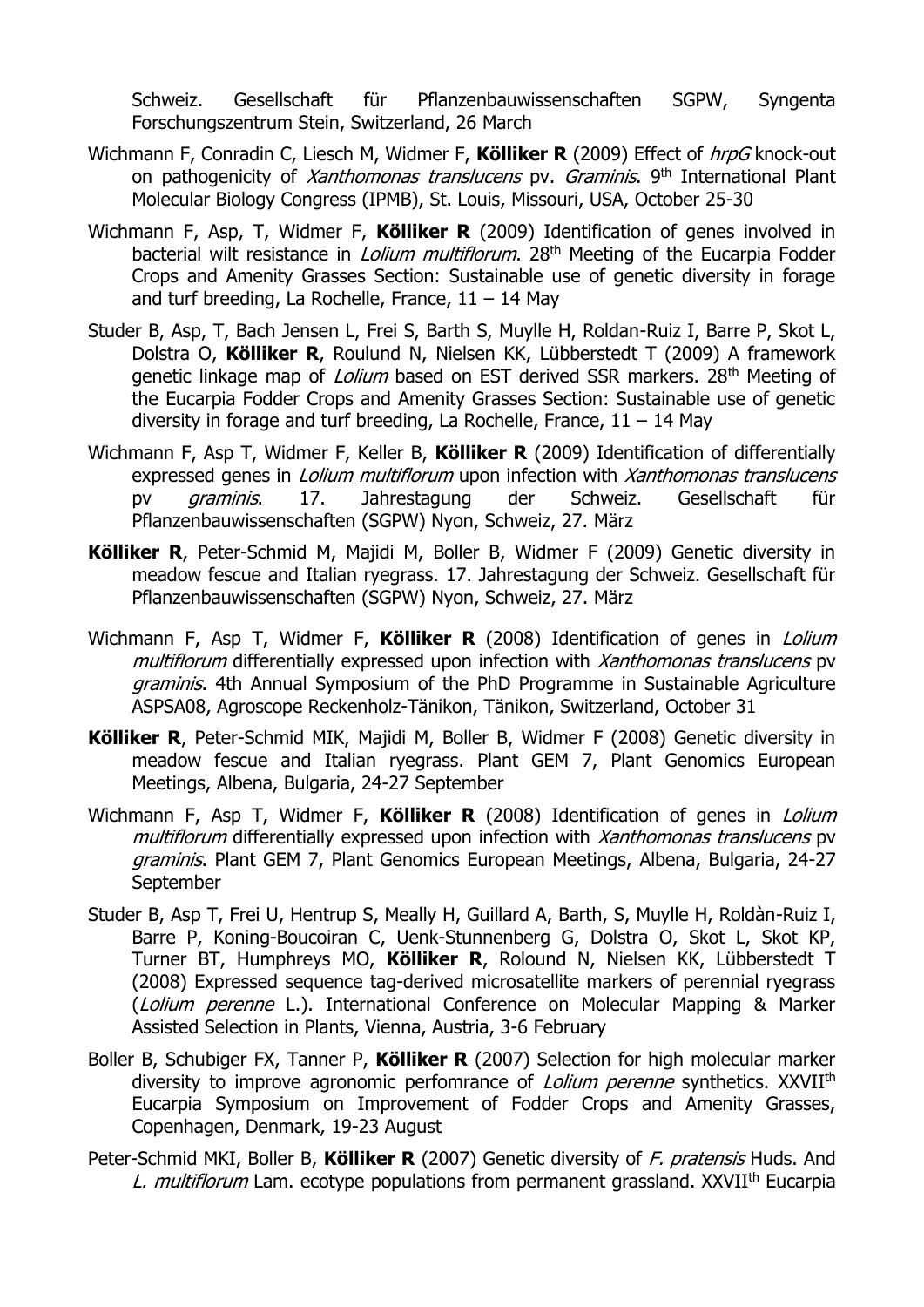Schweiz. Gesellschaft für Pflanzenbauwissenschaften SGPW, Syngenta Forschungszentrum Stein, Switzerland, 26 March

Wichmann F, Conradin C, Liesch M, Widmer F, **Kölliker R** (2009) Effect of *hrpG* knock-out on pathogenicity of *Xanthomonas translucens* pv. *Graminis*. 9th International Plant Molecular Biology Congress (IPMB), St. Louis, Missouri, USA, October 25-30

Wichmann F, Asp, T, Widmer F, **Kölliker R** (2009) Identification of genes involved in bacterial wilt resistance in *Lolium multiflorum*. 28th Meeting of the Eucarpia Fodder Crops and Amenity Grasses Section: Sustainable use of genetic diversity in forage and turf breeding, La Rochelle, France, 11 – 14 May

Studer B, Asp, T, Bach Jensen L, Frei S, Barth S, Muylle H, Roldan-Ruiz I, Barre P, Skot L, Dolstra O, **Kölliker R**, Roulund N, Nielsen KK, Lübberstedt T (2009) A framework genetic linkage map of *Lolium* based on EST derived SSR markers. 28th Meeting of the Eucarpia Fodder Crops and Amenity Grasses Section: Sustainable use of genetic diversity in forage and turf breeding, La Rochelle, France, 11 – 14 May

Wichmann F, Asp T, Widmer F, Keller B, **Kölliker R** (2009) Identification of differentially expressed genes in *Lolium multiflorum* upon infection with *Xanthomonas translucens* pv *graminis*. 17. Jahrestagung der Schweiz. Gesellschaft für Pflanzenbauwissenschaften (SGPW) Nyon, Schweiz, 27. März

**Kölliker R**, Peter-Schmid M, Majidi M, Boller B, Widmer F (2009) Genetic diversity in meadow fescue and Italian ryegrass. 17. Jahrestagung der Schweiz. Gesellschaft für Pflanzenbauwissenschaften (SGPW) Nyon, Schweiz, 27. März

Wichmann F, Asp T, Widmer F, **Kölliker R** (2008) Identification of genes in *Lolium multiflorum* differentially expressed upon infection with *Xanthomonas translucens* pv *graminis*. 4th Annual Symposium of the PhD Programme in Sustainable Agriculture ASPSA08, Agroscope Reckenholz-Tänikon, Tänikon, Switzerland, October 31

**Kölliker R**, Peter-Schmid MIK, Majidi M, Boller B, Widmer F (2008) Genetic diversity in meadow fescue and Italian ryegrass. Plant GEM 7, Plant Genomics European Meetings, Albena, Bulgaria, 24-27 September

Wichmann F, Asp T, Widmer F, **Kölliker R** (2008) Identification of genes in *Lolium multiflorum* differentially expressed upon infection with *Xanthomonas translucens* pv *graminis*. Plant GEM 7, Plant Genomics European Meetings, Albena, Bulgaria, 24-27 September

Studer B, Asp T, Frei U, Hentrup S, Meally H, Guillard A, Barth, S, Muylle H, Roldàn-Ruiz I, Barre P, Koning-Boucoiran C, Uenk-Stunnenberg G, Dolstra O, Skot L, Skot KP, Turner BT, Humphreys MO, **Kölliker R**, Rolound N, Nielsen KK, Lübberstedt T (2008) Expressed sequence tag-derived microsatellite markers of perennial ryegrass (*Lolium perenne* L.). International Conference on Molecular Mapping & Marker Assisted Selection in Plants, Vienna, Austria, 3-6 February

Boller B, Schubiger FX, Tanner P, **Kölliker R** (2007) Selection for high molecular marker diversity to improve agronomic perfomrance of *Lolium perenne* synthetics. XXVIIth Eucarpia Symposium on Improvement of Fodder Crops and Amenity Grasses, Copenhagen, Denmark, 19-23 August

Peter-Schmid MKI, Boller B, **Kölliker R** (2007) Genetic diversity of *F. pratensis* Huds. And *L. multiflorum* Lam. ecotype populations from permanent grassland. XXVIIth Eucarpia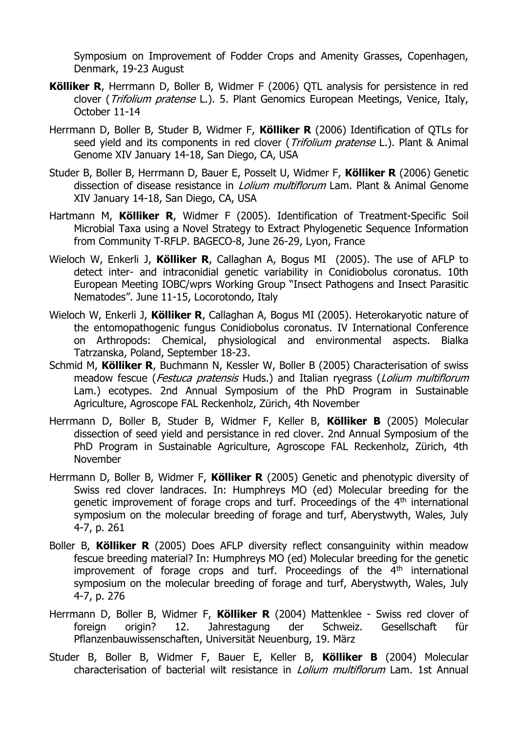Symposium on Improvement of Fodder Crops and Amenity Grasses, Copenhagen, Denmark, 19-23 August

**Kölliker R**, Herrmann D, Boller B, Widmer F (2006) QTL analysis for persistence in red clover (*Trifolium pratense* L.). 5. Plant Genomics European Meetings, Venice, Italy, October 11-14

Herrmann D, Boller B, Studer B, Widmer F, **Kölliker R** (2006) Identification of QTLs for seed yield and its components in red clover (*Trifolium pratense* L.). Plant & Animal Genome XIV January 14-18, San Diego, CA, USA

Studer B, Boller B, Herrmann D, Bauer E, Posselt U, Widmer F, **Kölliker R** (2006) Genetic dissection of disease resistance in *Lolium multiflorum* Lam. Plant & Animal Genome XIV January 14-18, San Diego, CA, USA

Hartmann M, **Kölliker R**, Widmer F (2005). Identification of Treatment-Specific Soil Microbial Taxa using a Novel Strategy to Extract Phylogenetic Sequence Information from Community T-RFLP. BAGECO-8, June 26-29, Lyon, France

Wieloch W, Enkerli J, **Kölliker R**, Callaghan A, Bogus MI (2005). The use of AFLP to detect inter- and intraconidial genetic variability in Conidiobolus coronatus. 10th European Meeting IOBC/wprs Working Group "Insect Pathogens and Insect Parasitic Nematodes". June 11-15, Locorotondo, Italy

Wieloch W, Enkerli J, **Kölliker R**, Callaghan A, Bogus MI (2005). Heterokaryotic nature of the entomopathogenic fungus Conidiobolus coronatus. IV International Conference on Arthropods: Chemical, physiological and environmental aspects. Bialka Tatrzanska, Poland, September 18-23.

Schmid M, **Kölliker R**, Buchmann N, Kessler W, Boller B (2005) Characterisation of swiss meadow fescue (*Festuca pratensis* Huds.) and Italian ryegrass (*Lolium multiflorum* Lam.) ecotypes. 2nd Annual Symposium of the PhD Program in Sustainable Agriculture, Agroscope FAL Reckenholz, Zürich, 4th November

Herrmann D, Boller B, Studer B, Widmer F, Keller B, **Kölliker B** (2005) Molecular dissection of seed yield and persistance in red clover. 2nd Annual Symposium of the PhD Program in Sustainable Agriculture, Agroscope FAL Reckenholz, Zürich, 4th November

Herrmann D, Boller B, Widmer F, **Kölliker R** (2005) Genetic and phenotypic diversity of Swiss red clover landraces. In: Humphreys MO (ed) Molecular breeding for the genetic improvement of forage crops and turf. Proceedings of the 4th international symposium on the molecular breeding of forage and turf, Aberystwyth, Wales, July 4-7, p. 261

Boller B, **Kölliker R** (2005) Does AFLP diversity reflect consanguinity within meadow fescue breeding material? In: Humphreys MO (ed) Molecular breeding for the genetic improvement of forage crops and turf. Proceedings of the 4th international symposium on the molecular breeding of forage and turf, Aberystwyth, Wales, July 4-7, p. 276

Herrmann D, Boller B, Widmer F, **Kölliker R** (2004) Mattenklee - Swiss red clover of foreign origin? 12. Jahrestagung der Schweiz. Gesellschaft für Pflanzenbauwissenschaften, Universität Neuenburg, 19. März

Studer B, Boller B, Widmer F, Bauer E, Keller B, **Kölliker B** (2004) Molecular characterisation of bacterial wilt resistance in *Lolium multiflorum* Lam. 1st Annual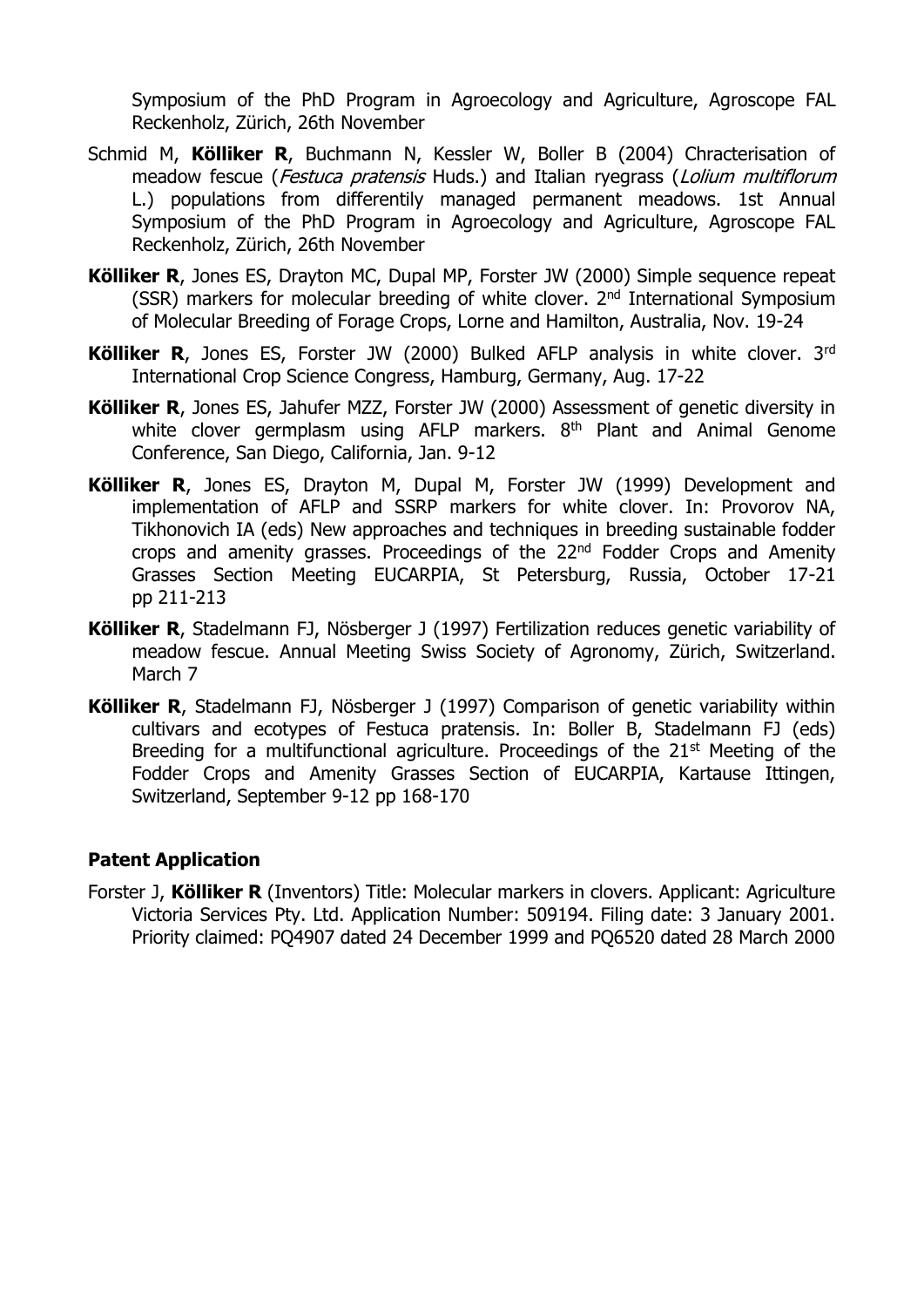Symposium of the PhD Program in Agroecology and Agriculture, Agroscope FAL Reckenholz, Zürich, 26th November

Schmid M, **Kölliker R**, Buchmann N, Kessler W, Boller B (2004) Chracterisation of meadow fescue (*Festuca pratensis* Huds.) and Italian ryegrass (*Lolium multiflorum* L.) populations from differently managed permanent meadows. 1st Annual Symposium of the PhD Program in Agroecology and Agriculture, Agroscope FAL Reckenholz, Zürich, 26th November

**Kölliker R**, Jones ES, Drayton MC, Dupal MP, Forster JW (2000) Simple sequence repeat (SSR) markers for molecular breeding of white clover. 2nd International Symposium of Molecular Breeding of Forage Crops, Lorne and Hamilton, Australia, Nov. 19-24

**Kölliker R**, Jones ES, Forster JW (2000) Bulked AFLP analysis in white clover. 3rd International Crop Science Congress, Hamburg, Germany, Aug. 17-22

**Kölliker R**, Jones ES, Jahufer MZZ, Forster JW (2000) Assessment of genetic diversity in white clover germplasm using AFLP markers. 8th Plant and Animal Genome Conference, San Diego, California, Jan. 9-12

**Kölliker R**, Jones ES, Drayton M, Dupal M, Forster JW (1999) Development and implementation of AFLP and SSRP markers for white clover. In: Provorov NA, Tikhonovich IA (eds) New approaches and techniques in breeding sustainable fodder crops and amenity grasses. Proceedings of the 22nd Fodder Crops and Amenity Grasses Section Meeting EUCARPIA, St Petersburg, Russia, October 17-21 pp 211-213

**Kölliker R**, Stadelmann FJ, Nösberger J (1997) Fertilization reduces genetic variability of meadow fescue. Annual Meeting Swiss Society of Agronomy, Zürich, Switzerland. March 7

**Kölliker R**, Stadelmann FJ, Nösberger J (1997) Comparison of genetic variability within cultivars and ecotypes of Festuca pratensis. In: Boller B, Stadelmann FJ (eds) Breeding for a multifunctional agriculture. Proceedings of the 21st Meeting of the Fodder Crops and Amenity Grasses Section of EUCARPIA, Kartause Ittingen, Switzerland, September 9-12 pp 168-170

**Patent Application**

Forster J, **Kölliker R** (Inventors) Title: Molecular markers in clovers. Applicant: Agriculture Victoria Services Pty. Ltd. Application Number: 509194. Filing date: 3 January 2001. Priority claimed: PQ4907 dated 24 December 1999 and PQ6520 dated 28 March 2000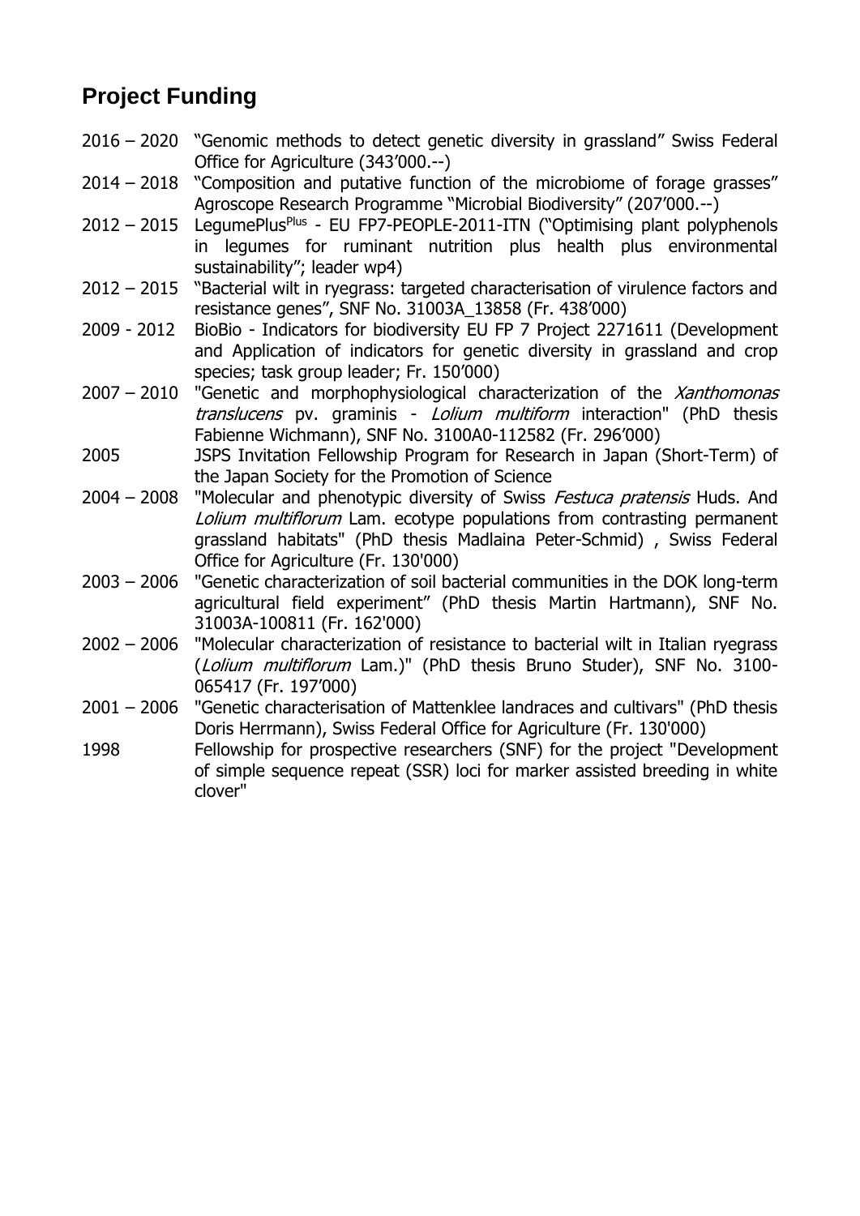## Project Funding

2016 – 2020 "Genomic methods to detect genetic diversity in grassland" Swiss Federal Office for Agriculture (343'000.--)

2014 – 2018 "Composition and putative function of the microbiome of forage grasses" Agroscope Research Programme "Microbial Biodiversity" (207'000.--)

2012 – 2015 LegumePlus[Plus] - EU FP7-PEOPLE-2011-ITN ("Optimising plant polyphenols in legumes for ruminant nutrition plus health plus environmental sustainability"; leader wp4)

2012 – 2015 "Bacterial wilt in ryegrass: targeted characterisation of virulence factors and resistance genes", SNF No. 31003A_13858 (Fr. 438'000)

2009 - 2012 BioBio - Indicators for biodiversity EU FP 7 Project 2271611 (Development and Application of indicators for genetic diversity in grassland and crop species; task group leader; Fr. 150'000)

2007 – 2010 "Genetic and morphophysiological characterization of the *Xanthomonas translucens* pv. graminis - *Lolium multiform* interaction" (PhD thesis Fabienne Wichmann), SNF No. 3100A0-112582 (Fr. 296'000)

2005 JSPS Invitation Fellowship Program for Research in Japan (Short-Term) of the Japan Society for the Promotion of Science

2004 – 2008 "Molecular and phenotypic diversity of Swiss *Festuca pratensis* Huds. And *Lolium multiflorum* Lam. ecotype populations from contrasting permanent grassland habitats" (PhD thesis Madlaina Peter-Schmid) , Swiss Federal Office for Agriculture (Fr. 130'000)

2003 – 2006 "Genetic characterization of soil bacterial communities in the DOK long-term agricultural field experiment" (PhD thesis Martin Hartmann), SNF No. 31003A-100811 (Fr. 162'000)

2002 – 2006 "Molecular characterization of resistance to bacterial wilt in Italian ryegrass (*Lolium multiflorum* Lam.)" (PhD thesis Bruno Studer), SNF No. 3100-065417 (Fr. 197'000)

2001 – 2006 "Genetic characterisation of Mattenklee landraces and cultivars" (PhD thesis Doris Herrmann), Swiss Federal Office for Agriculture (Fr. 130'000)

1998 Fellowship for prospective researchers (SNF) for the project "Development of simple sequence repeat (SSR) loci for marker assisted breeding in white clover"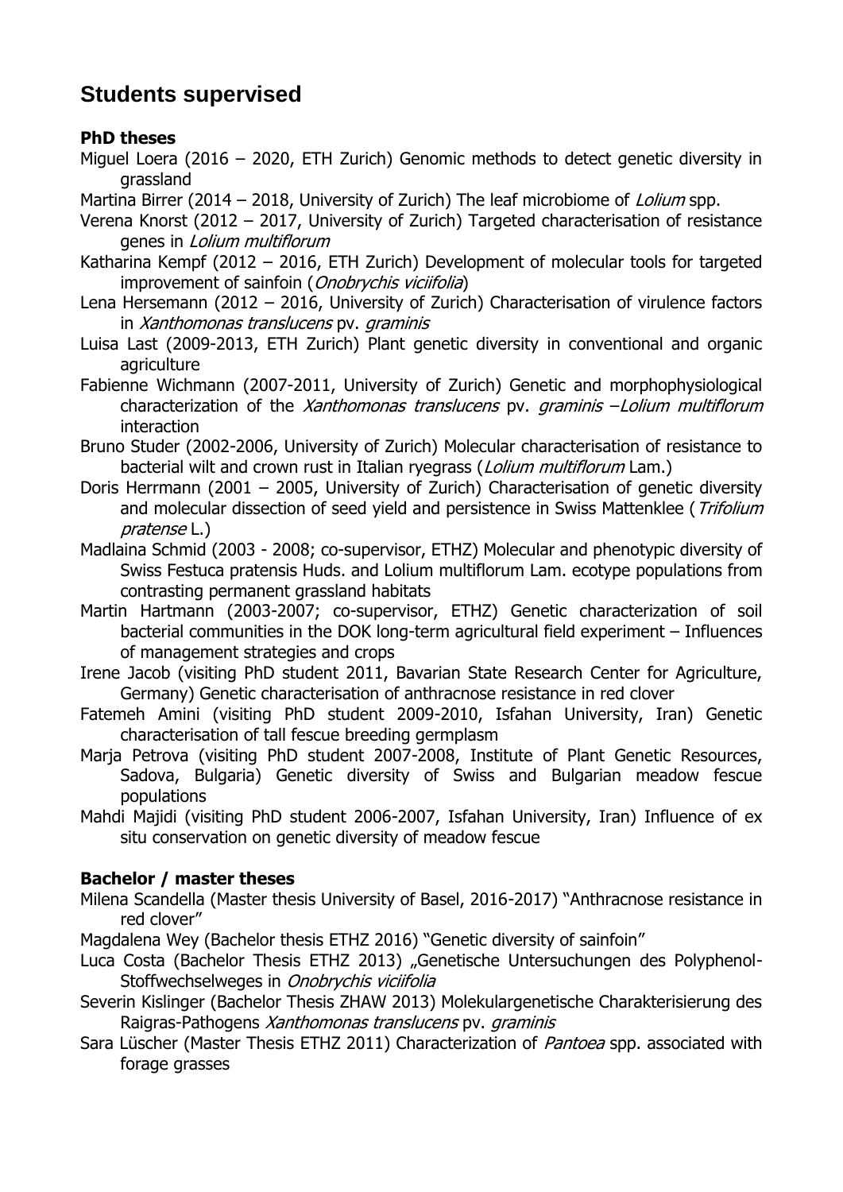## Students supervised

### PhD theses

Miguel Loera (2016 – 2020, ETH Zurich) Genomic methods to detect genetic diversity in grassland

Martina Birrer (2014 – 2018, University of Zurich) The leaf microbiome of *Lolium* spp.

Verena Knorst (2012 – 2017, University of Zurich) Targeted characterisation of resistance genes in *Lolium multiflorum*

Katharina Kempf (2012 – 2016, ETH Zurich) Development of molecular tools for targeted improvement of sainfoin (*Onobrychis viciifolia*)

Lena Hersemann (2012 – 2016, University of Zurich) Characterisation of virulence factors in *Xanthomonas translucens* pv. *graminis*

Luisa Last (2009-2013, ETH Zurich) Plant genetic diversity in conventional and organic agriculture

Fabienne Wichmann (2007-2011, University of Zurich) Genetic and morphophysiological characterization of the *Xanthomonas translucens* pv. *graminis* –*Lolium multiflorum* interaction

Bruno Studer (2002-2006, University of Zurich) Molecular characterisation of resistance to bacterial wilt and crown rust in Italian ryegrass (*Lolium multiflorum* Lam.)

Doris Herrmann (2001 – 2005, University of Zurich) Characterisation of genetic diversity and molecular dissection of seed yield and persistence in Swiss Mattenklee (*Trifolium pratense* L.)

Madlaina Schmid (2003 - 2008; co-supervisor, ETHZ) Molecular and phenotypic diversity of Swiss Festuca pratensis Huds. and Lolium multiflorum Lam. ecotype populations from contrasting permanent grassland habitats

Martin Hartmann (2003-2007; co-supervisor, ETHZ) Genetic characterization of soil bacterial communities in the DOK long-term agricultural field experiment – Influences of management strategies and crops

Irene Jacob (visiting PhD student 2011, Bavarian State Research Center for Agriculture, Germany) Genetic characterisation of anthracnose resistance in red clover

Fatemeh Amini (visiting PhD student 2009-2010, Isfahan University, Iran) Genetic characterisation of tall fescue breeding germplasm

Marja Petrova (visiting PhD student 2007-2008, Institute of Plant Genetic Resources, Sadova, Bulgaria) Genetic diversity of Swiss and Bulgarian meadow fescue populations

Mahdi Majidi (visiting PhD student 2006-2007, Isfahan University, Iran) Influence of ex situ conservation on genetic diversity of meadow fescue

### Bachelor / master theses

Milena Scandella (Master thesis University of Basel, 2016-2017) "Anthracnose resistance in red clover"

Magdalena Wey (Bachelor thesis ETHZ 2016) "Genetic diversity of sainfoin"

Luca Costa (Bachelor Thesis ETHZ 2013) „Genetische Untersuchungen des Polyphenol-Stoffwechselweges in *Onobrychis viciifolia*

Severin Kislinger (Bachelor Thesis ZHAW 2013) Molekulargenetische Charakterisierung des Raigras-Pathogens *Xanthomonas translucens* pv. *graminis*

Sara Lüscher (Master Thesis ETHZ 2011) Characterization of *Pantoea* spp. associated with forage grasses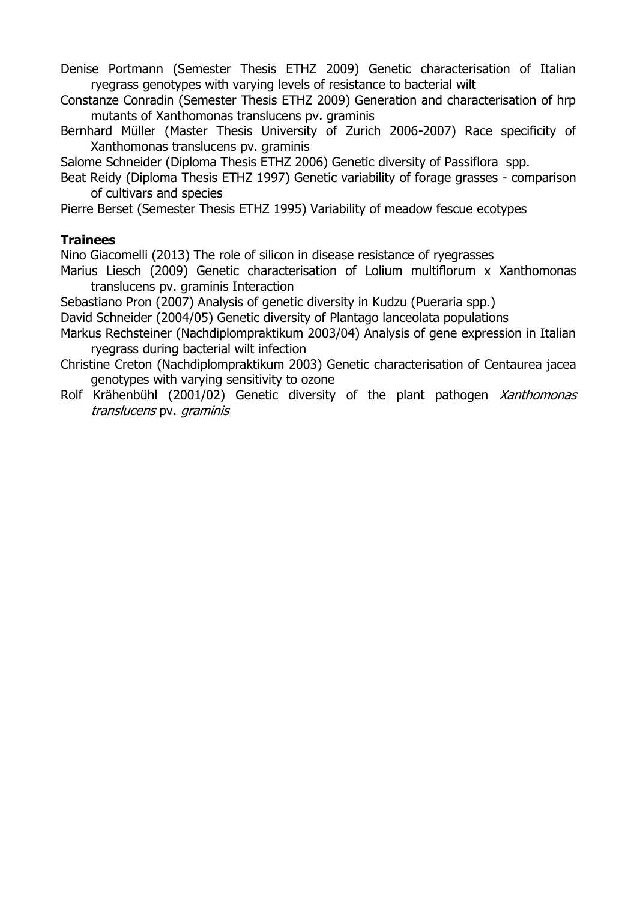Denise Portmann (Semester Thesis ETHZ 2009) Genetic characterisation of Italian ryegrass genotypes with varying levels of resistance to bacterial wilt

Constanze Conradin (Semester Thesis ETHZ 2009) Generation and characterisation of hrp mutants of Xanthomonas translucens pv. graminis

Bernhard Müller (Master Thesis University of Zurich 2006-2007) Race specificity of Xanthomonas translucens pv. graminis

Salome Schneider (Diploma Thesis ETHZ 2006) Genetic diversity of Passiflora spp.

Beat Reidy (Diploma Thesis ETHZ 1997) Genetic variability of forage grasses - comparison of cultivars and species

Pierre Berset (Semester Thesis ETHZ 1995) Variability of meadow fescue ecotypes

**Trainees**

Nino Giacomelli (2013) The role of silicon in disease resistance of ryegrasses

Marius Liesch (2009) Genetic characterisation of Lolium multiflorum x Xanthomonas translucens pv. graminis Interaction

Sebastiano Pron (2007) Analysis of genetic diversity in Kudzu (Pueraria spp.)

David Schneider (2004/05) Genetic diversity of Plantago lanceolata populations

Markus Rechsteiner (Nachdiplompraktikum 2003/04) Analysis of gene expression in Italian ryegrass during bacterial wilt infection

Christine Creton (Nachdiplompraktikum 2003) Genetic characterisation of Centaurea jacea genotypes with varying sensitivity to ozone

Rolf Krähenbühl (2001/02) Genetic diversity of the plant pathogen *Xanthomonas translucens* pv. *graminis*